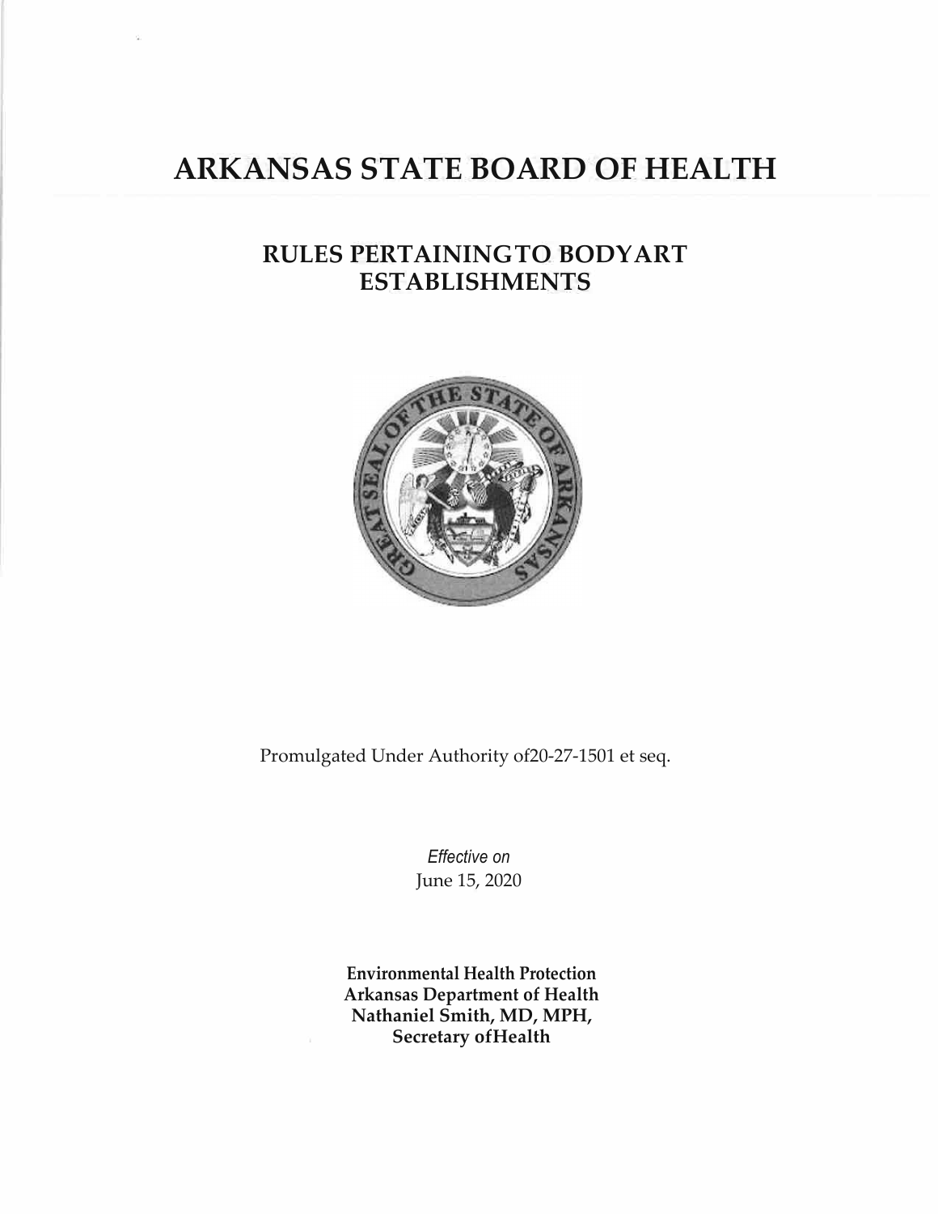# ARKANSAS STATE BOARD OF HEALTH

## RULES PERTAININGTO BODYART ESTABLISHMENTS

Promulgated Under Authority of20-27-1501 et seq.

*Effective on*
June 15, 2020

**Environmental Health Protection**
**Arkansas Department of Health**
**Nathaniel Smith, MD, MPH,**
**Secretary ofHealth**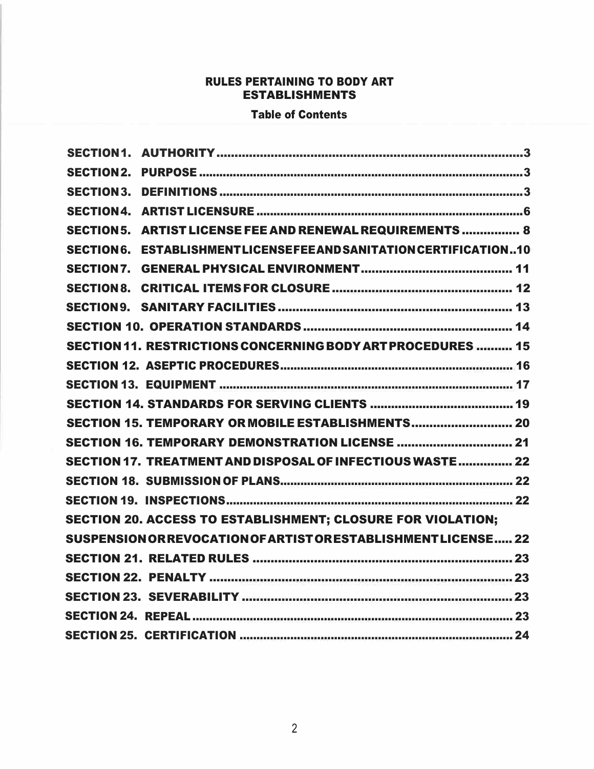# RULES PERTAINING TO BODY ART ESTABLISHMENTS

## Table of Contents

| | |
|---|---|
| **SECTION 1. AUTHORITY** | **3** |
| **SECTION 2. PURPOSE** | **3** |
| **SECTION 3. DEFINITIONS** | **3** |
| **SECTION 4. ARTIST LICENSURE** | **6** |
| **SECTION 5. ARTIST LICENSE FEE AND RENEWAL REQUIREMENTS** | **8** |
| **SECTION 6. ESTABLISHMENT LICENSE FEE AND SANITATION CERTIFICATION** | **10** |
| **SECTION 7. GENERAL PHYSICAL ENVIRONMENT** | **11** |
| **SECTION 8. CRITICAL ITEMS FOR CLOSURE** | **12** |
| **SECTION 9. SANITARY FACILITIES** | **13** |
| **SECTION 10. OPERATION STANDARDS** | **14** |
| **SECTION 11. RESTRICTIONS CONCERNING BODY ART PROCEDURES** | **15** |
| **SECTION 12. ASEPTIC PROCEDURES** | **16** |
| **SECTION 13. EQUIPMENT** | **17** |
| **SECTION 14. STANDARDS FOR SERVING CLIENTS** | **19** |
| **SECTION 15. TEMPORARY OR MOBILE ESTABLISHMENTS** | **20** |
| **SECTION 16. TEMPORARY DEMONSTRATION LICENSE** | **21** |
| **SECTION 17. TREATMENT AND DISPOSAL OF INFECTIOUS WASTE** | **22** |
| **SECTION 18. SUBMISSION OF PLANS** | **22** |
| **SECTION 19. INSPECTIONS** | **22** |
| **SECTION 20. ACCESS TO ESTABLISHMENT; CLOSURE FOR VIOLATION; SUSPENSION OR REVOCATION OF ARTIST OR ESTABLISHMENT LICENSE** | **22** |
| **SECTION 21. RELATED RULES** | **23** |
| **SECTION 22. PENALTY** | **23** |
| **SECTION 23. SEVERABILITY** | **23** |
| **SECTION 24. REPEAL** | **23** |
| **SECTION 25. CERTIFICATION** | **24** |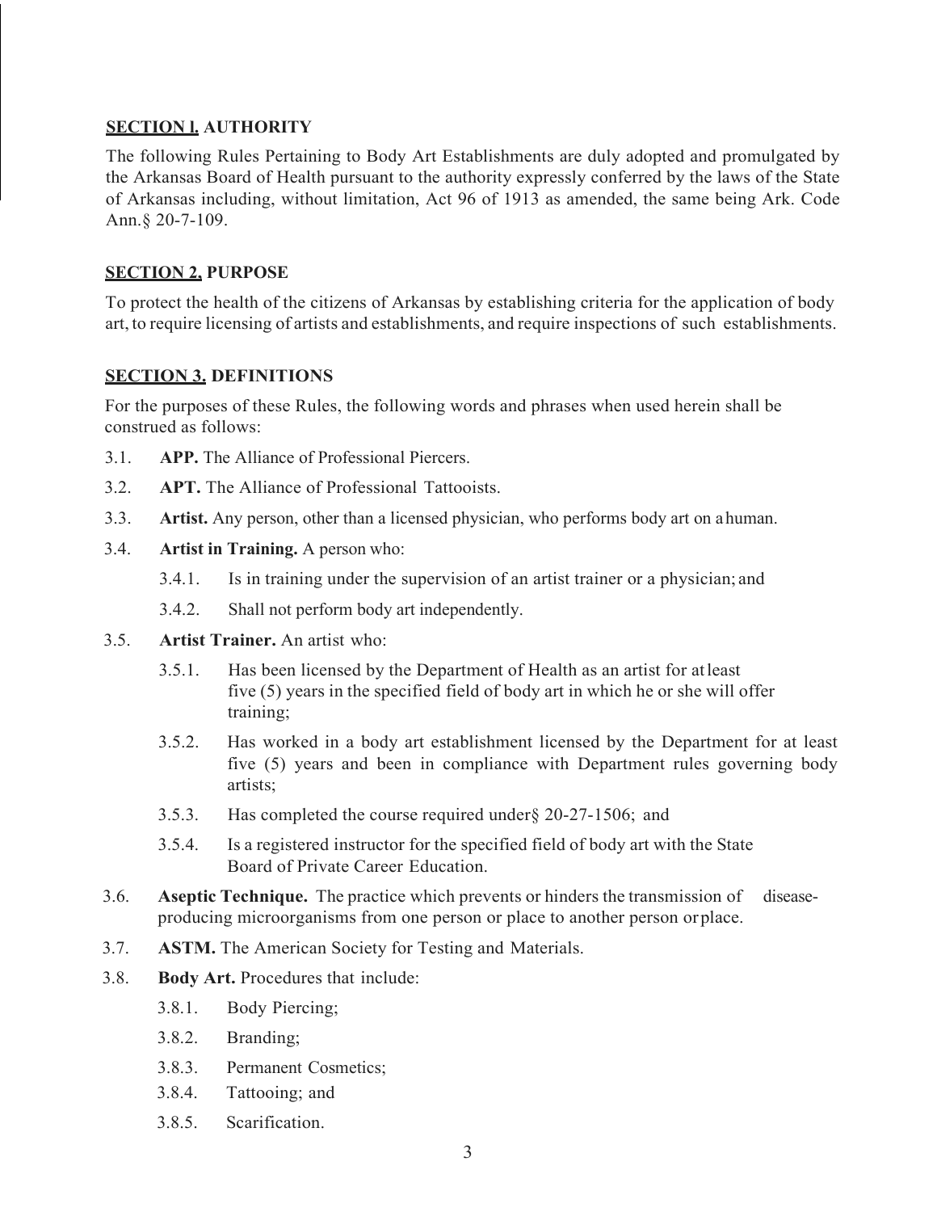## SECTION l. AUTHORITY

The following Rules Pertaining to Body Art Establishments are duly adopted and promulgated by the Arkansas Board of Health pursuant to the authority expressly conferred by the laws of the State of Arkansas including, without limitation, Act 96 of 1913 as amended, the same being Ark. Code Ann.§ 20-7-109.

## SECTION 2. PURPOSE

To protect the health of the citizens of Arkansas by establishing criteria for the application of body art, to require licensing of artists and establishments, and require inspections of such establishments.

## SECTION 3. DEFINITIONS

For the purposes of these Rules, the following words and phrases when used herein shall be construed as follows:

3.1. **APP.** The Alliance of Professional Piercers.

3.2. **APT.** The Alliance of Professional Tattooists.

3.3. **Artist.** Any person, other than a licensed physician, who performs body art on a human.

3.4. **Artist in Training.** A person who:

- 3.4.1. Is in training under the supervision of an artist trainer or a physician; and
- 3.4.2. Shall not perform body art independently.

3.5. **Artist Trainer.** An artist who:

- 3.5.1. Has been licensed by the Department of Health as an artist for at least five (5) years in the specified field of body art in which he or she will offer training;
- 3.5.2. Has worked in a body art establishment licensed by the Department for at least five (5) years and been in compliance with Department rules governing body artists;
- 3.5.3. Has completed the course required under§ 20-27-1506; and
- 3.5.4. Is a registered instructor for the specified field of body art with the State Board of Private Career Education.

3.6. **Aseptic Technique.** The practice which prevents or hinders the transmission of disease-producing microorganisms from one person or place to another person or place.

3.7. **ASTM.** The American Society for Testing and Materials.

3.8. **Body Art.** Procedures that include:

- 3.8.1. Body Piercing;
- 3.8.2. Branding;
- 3.8.3. Permanent Cosmetics;
- 3.8.4. Tattooing; and
- 3.8.5. Scarification.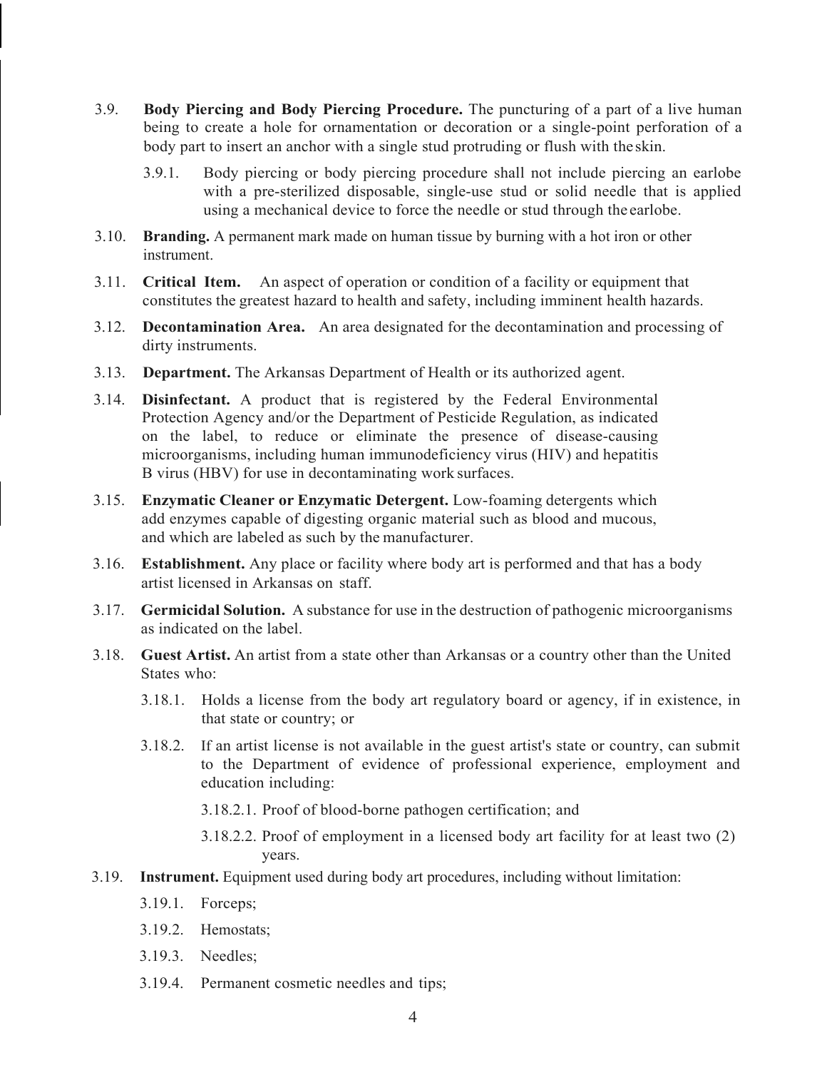3.9. **Body Piercing and Body Piercing Procedure.** The puncturing of a part of a live human being to create a hole for ornamentation or decoration or a single-point perforation of a body part to insert an anchor with a single stud protruding or flush with the skin.

   3.9.1. Body piercing or body piercing procedure shall not include piercing an earlobe with a pre-sterilized disposable, single-use stud or solid needle that is applied using a mechanical device to force the needle or stud through the earlobe.

3.10. **Branding.** A permanent mark made on human tissue by burning with a hot iron or other instrument.

3.11. **Critical Item.** An aspect of operation or condition of a facility or equipment that constitutes the greatest hazard to health and safety, including imminent health hazards.

3.12. **Decontamination Area.** An area designated for the decontamination and processing of dirty instruments.

3.13. **Department.** The Arkansas Department of Health or its authorized agent.

3.14. **Disinfectant.** A product that is registered by the Federal Environmental Protection Agency and/or the Department of Pesticide Regulation, as indicated on the label, to reduce or eliminate the presence of disease-causing microorganisms, including human immunodeficiency virus (HIV) and hepatitis B virus (HBV) for use in decontaminating work surfaces.

3.15. **Enzymatic Cleaner or Enzymatic Detergent.** Low-foaming detergents which add enzymes capable of digesting organic material such as blood and mucous, and which are labeled as such by the manufacturer.

3.16. **Establishment.** Any place or facility where body art is performed and that has a body artist licensed in Arkansas on staff.

3.17. **Germicidal Solution.** A substance for use in the destruction of pathogenic microorganisms as indicated on the label.

3.18. **Guest Artist.** An artist from a state other than Arkansas or a country other than the United States who:

   3.18.1. Holds a license from the body art regulatory board or agency, if in existence, in that state or country; or

   3.18.2. If an artist license is not available in the guest artist's state or country, can submit to the Department of evidence of professional experience, employment and education including:

      3.18.2.1. Proof of blood-borne pathogen certification; and

      3.18.2.2. Proof of employment in a licensed body art facility for at least two (2) years.

3.19. **Instrument.** Equipment used during body art procedures, including without limitation:

   3.19.1. Forceps;

   3.19.2. Hemostats;

   3.19.3. Needles;

   3.19.4. Permanent cosmetic needles and tips;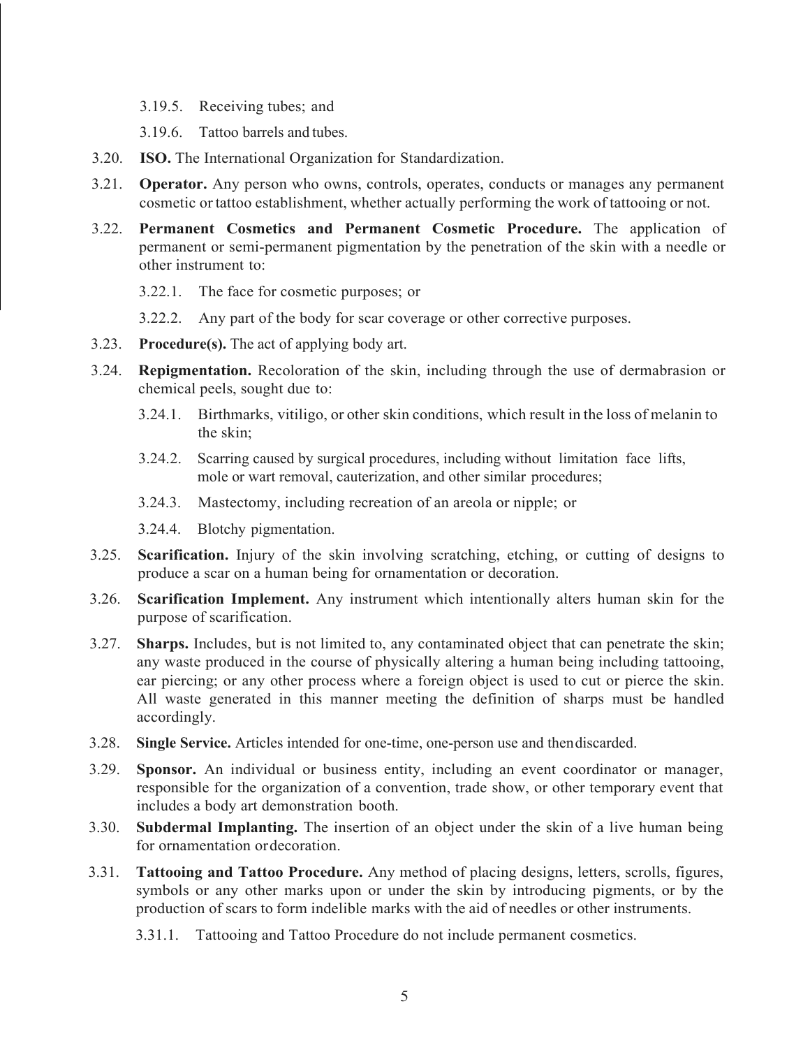3.19.5. Receiving tubes; and

3.19.6. Tattoo barrels and tubes.

3.20. **ISO.** The International Organization for Standardization.

3.21. **Operator.** Any person who owns, controls, operates, conducts or manages any permanent cosmetic or tattoo establishment, whether actually performing the work of tattooing or not.

3.22. **Permanent Cosmetics and Permanent Cosmetic Procedure.** The application of permanent or semi-permanent pigmentation by the penetration of the skin with a needle or other instrument to:

3.22.1. The face for cosmetic purposes; or

3.22.2. Any part of the body for scar coverage or other corrective purposes.

3.23. **Procedure(s).** The act of applying body art.

3.24. **Repigmentation.** Recoloration of the skin, including through the use of dermabrasion or chemical peels, sought due to:

3.24.1. Birthmarks, vitiligo, or other skin conditions, which result in the loss of melanin to the skin;

3.24.2. Scarring caused by surgical procedures, including without limitation face lifts, mole or wart removal, cauterization, and other similar procedures;

3.24.3. Mastectomy, including recreation of an areola or nipple; or

3.24.4. Blotchy pigmentation.

3.25. **Scarification.** Injury of the skin involving scratching, etching, or cutting of designs to produce a scar on a human being for ornamentation or decoration.

3.26. **Scarification Implement.** Any instrument which intentionally alters human skin for the purpose of scarification.

3.27. **Sharps.** Includes, but is not limited to, any contaminated object that can penetrate the skin; any waste produced in the course of physically altering a human being including tattooing, ear piercing; or any other process where a foreign object is used to cut or pierce the skin. All waste generated in this manner meeting the definition of sharps must be handled accordingly.

3.28. **Single Service.** Articles intended for one-time, one-person use and then discarded.

3.29. **Sponsor.** An individual or business entity, including an event coordinator or manager, responsible for the organization of a convention, trade show, or other temporary event that includes a body art demonstration booth.

3.30. **Subdermal Implanting.** The insertion of an object under the skin of a live human being for ornamentation or decoration.

3.31. **Tattooing and Tattoo Procedure.** Any method of placing designs, letters, scrolls, figures, symbols or any other marks upon or under the skin by introducing pigments, or by the production of scars to form indelible marks with the aid of needles or other instruments.

3.31.1. Tattooing and Tattoo Procedure do not include permanent cosmetics.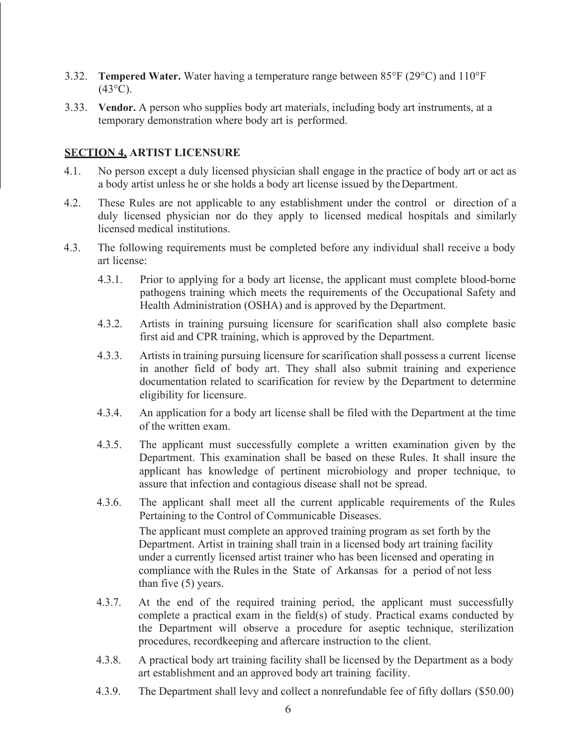3.32. **Tempered Water.** Water having a temperature range between 85°F (29°C) and 110°F (43°C).

3.33. **Vendor.** A person who supplies body art materials, including body art instruments, at a temporary demonstration where body art is performed.

## SECTION 4. ARTIST LICENSURE

4.1. No person except a duly licensed physician shall engage in the practice of body art or act as a body artist unless he or she holds a body art license issued by the Department.

4.2. These Rules are not applicable to any establishment under the control or direction of a duly licensed physician nor do they apply to licensed medical hospitals and similarly licensed medical institutions.

4.3. The following requirements must be completed before any individual shall receive a body art license:

4.3.1. Prior to applying for a body art license, the applicant must complete blood-borne pathogens training which meets the requirements of the Occupational Safety and Health Administration (OSHA) and is approved by the Department.

4.3.2. Artists in training pursuing licensure for scarification shall also complete basic first aid and CPR training, which is approved by the Department.

4.3.3. Artists in training pursuing licensure for scarification shall possess a current license in another field of body art. They shall also submit training and experience documentation related to scarification for review by the Department to determine eligibility for licensure.

4.3.4. An application for a body art license shall be filed with the Department at the time of the written exam.

4.3.5. The applicant must successfully complete a written examination given by the Department. This examination shall be based on these Rules. It shall insure the applicant has knowledge of pertinent microbiology and proper technique, to assure that infection and contagious disease shall not be spread.

4.3.6. The applicant shall meet all the current applicable requirements of the Rules Pertaining to the Control of Communicable Diseases.

The applicant must complete an approved training program as set forth by the Department. Artist in training shall train in a licensed body art training facility under a currently licensed artist trainer who has been licensed and operating in compliance with the Rules in the State of Arkansas for a period of not less than five (5) years.

4.3.7. At the end of the required training period, the applicant must successfully complete a practical exam in the field(s) of study. Practical exams conducted by the Department will observe a procedure for aseptic technique, sterilization procedures, recordkeeping and aftercare instruction to the client.

4.3.8. A practical body art training facility shall be licensed by the Department as a body art establishment and an approved body art training facility.

4.3.9. The Department shall levy and collect a nonrefundable fee of fifty dollars ($50.00)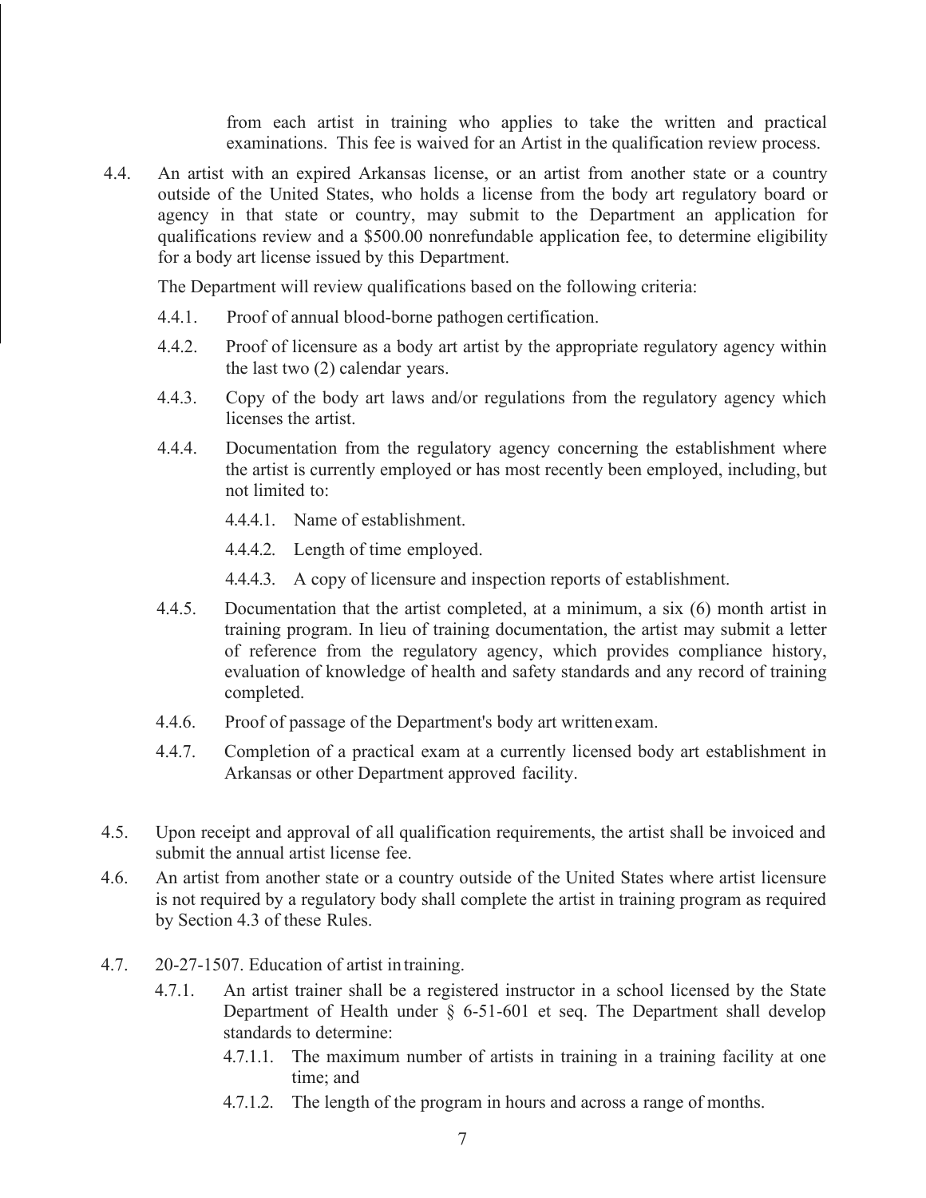from each artist in training who applies to take the written and practical examinations. This fee is waived for an Artist in the qualification review process.

4.4. An artist with an expired Arkansas license, or an artist from another state or a country outside of the United States, who holds a license from the body art regulatory board or agency in that state or country, may submit to the Department an application for qualifications review and a $500.00 nonrefundable application fee, to determine eligibility for a body art license issued by this Department.

The Department will review qualifications based on the following criteria:

- 4.4.1. Proof of annual blood-borne pathogen certification.
- 4.4.2. Proof of licensure as a body art artist by the appropriate regulatory agency within the last two (2) calendar years.
- 4.4.3. Copy of the body art laws and/or regulations from the regulatory agency which licenses the artist.
- 4.4.4. Documentation from the regulatory agency concerning the establishment where the artist is currently employed or has most recently been employed, including, but not limited to:
  - 4.4.4.1. Name of establishment.
  - 4.4.4.2. Length of time employed.
  - 4.4.4.3. A copy of licensure and inspection reports of establishment.
- 4.4.5. Documentation that the artist completed, at a minimum, a six (6) month artist in training program. In lieu of training documentation, the artist may submit a letter of reference from the regulatory agency, which provides compliance history, evaluation of knowledge of health and safety standards and any record of training completed.
- 4.4.6. Proof of passage of the Department's body art written exam.
- 4.4.7. Completion of a practical exam at a currently licensed body art establishment in Arkansas or other Department approved facility.

4.5. Upon receipt and approval of all qualification requirements, the artist shall be invoiced and submit the annual artist license fee.

4.6. An artist from another state or a country outside of the United States where artist licensure is not required by a regulatory body shall complete the artist in training program as required by Section 4.3 of these Rules.

4.7. 20-27-1507. Education of artist in training.

- 4.7.1. An artist trainer shall be a registered instructor in a school licensed by the State Department of Health under § 6-51-601 et seq. The Department shall develop standards to determine:
  - 4.7.1.1. The maximum number of artists in training in a training facility at one time; and
  - 4.7.1.2. The length of the program in hours and across a range of months.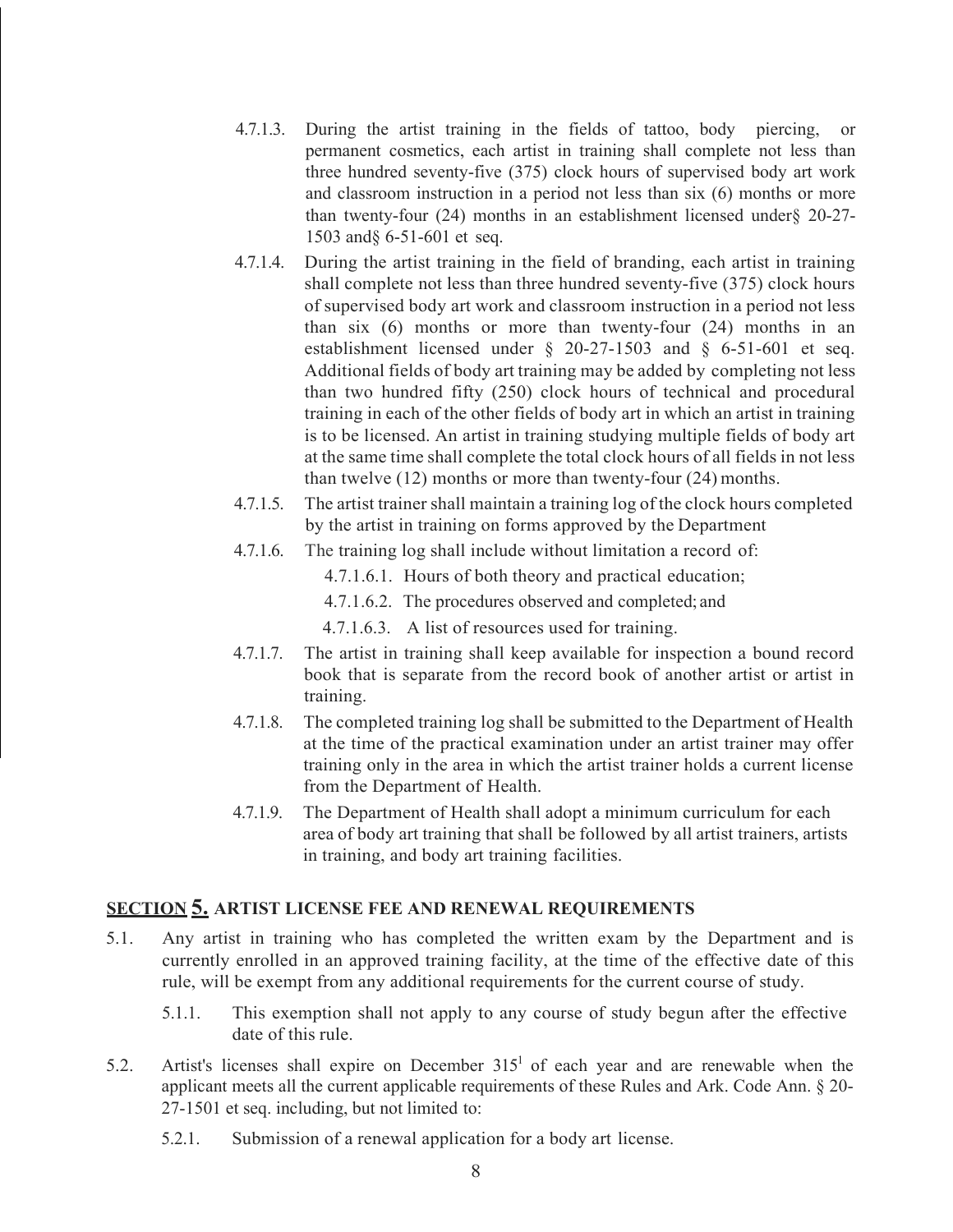4.7.1.3. During the artist training in the fields of tattoo, body piercing, or permanent cosmetics, each artist in training shall complete not less than three hundred seventy-five (375) clock hours of supervised body art work and classroom instruction in a period not less than six (6) months or more than twenty-four (24) months in an establishment licensed under§ 20-27-1503 and§ 6-51-601 et seq.

4.7.1.4. During the artist training in the field of branding, each artist in training shall complete not less than three hundred seventy-five (375) clock hours of supervised body art work and classroom instruction in a period not less than six (6) months or more than twenty-four (24) months in an establishment licensed under § 20-27-1503 and § 6-51-601 et seq. Additional fields of body art training may be added by completing not less than two hundred fifty (250) clock hours of technical and procedural training in each of the other fields of body art in which an artist in training is to be licensed. An artist in training studying multiple fields of body art at the same time shall complete the total clock hours of all fields in not less than twelve (12) months or more than twenty-four (24) months.

4.7.1.5. The artist trainer shall maintain a training log of the clock hours completed by the artist in training on forms approved by the Department

4.7.1.6. The training log shall include without limitation a record of:

4.7.1.6.1. Hours of both theory and practical education;

4.7.1.6.2. The procedures observed and completed; and

4.7.1.6.3. A list of resources used for training.

4.7.1.7. The artist in training shall keep available for inspection a bound record book that is separate from the record book of another artist or artist in training.

4.7.1.8. The completed training log shall be submitted to the Department of Health at the time of the practical examination under an artist trainer may offer training only in the area in which the artist trainer holds a current license from the Department of Health.

4.7.1.9. The Department of Health shall adopt a minimum curriculum for each area of body art training that shall be followed by all artist trainers, artists in training, and body art training facilities.

## SECTION 5. ARTIST LICENSE FEE AND RENEWAL REQUIREMENTS

5.1. Any artist in training who has completed the written exam by the Department and is currently enrolled in an approved training facility, at the time of the effective date of this rule, will be exempt from any additional requirements for the current course of study.

5.1.1. This exemption shall not apply to any course of study begun after the effective date of this rule.

5.2. Artist's licenses shall expire on December 315[1] of each year and are renewable when the applicant meets all the current applicable requirements of these Rules and Ark. Code Ann. § 20-27-1501 et seq. including, but not limited to:

5.2.1. Submission of a renewal application for a body art license.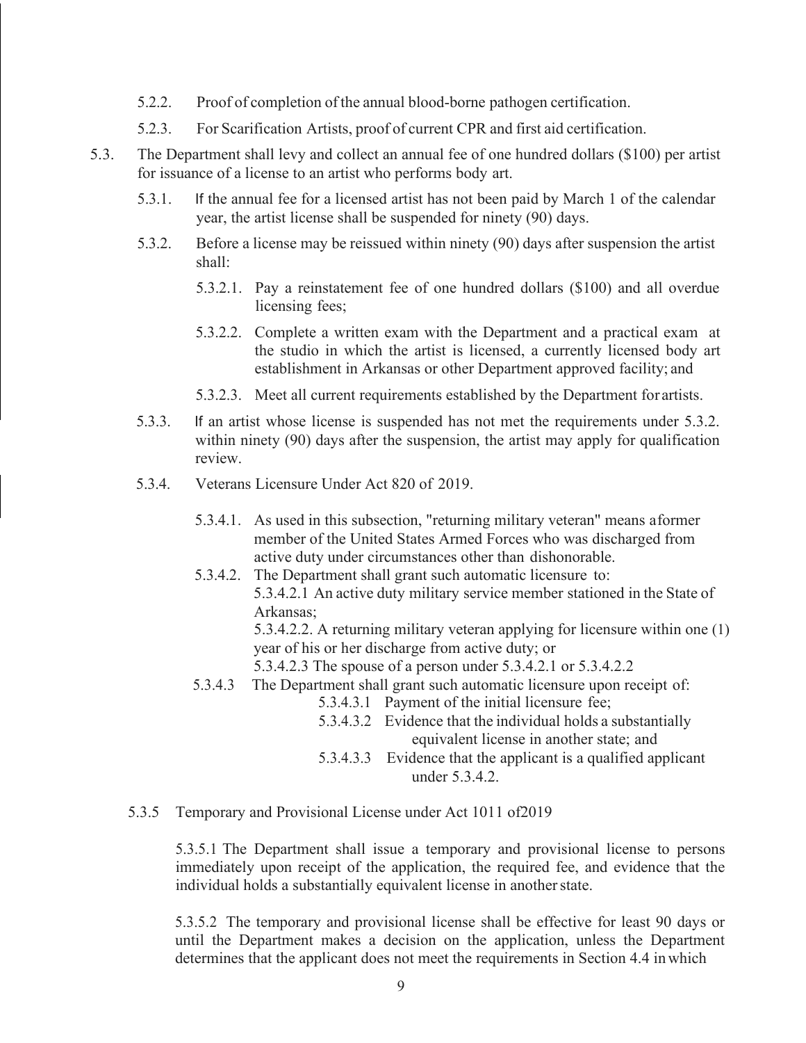5.2.2. Proof of completion of the annual blood-borne pathogen certification.

5.2.3. For Scarification Artists, proof of current CPR and first aid certification.

5.3. The Department shall levy and collect an annual fee of one hundred dollars ($100) per artist for issuance of a license to an artist who performs body art.

5.3.1. If the annual fee for a licensed artist has not been paid by March 1 of the calendar year, the artist license shall be suspended for ninety (90) days.

5.3.2. Before a license may be reissued within ninety (90) days after suspension the artist shall:

5.3.2.1. Pay a reinstatement fee of one hundred dollars ($100) and all overdue licensing fees;

5.3.2.2. Complete a written exam with the Department and a practical exam at the studio in which the artist is licensed, a currently licensed body art establishment in Arkansas or other Department approved facility; and

5.3.2.3. Meet all current requirements established by the Department for artists.

5.3.3. If an artist whose license is suspended has not met the requirements under 5.3.2. within ninety (90) days after the suspension, the artist may apply for qualification review.

5.3.4. Veterans Licensure Under Act 820 of 2019.

5.3.4.1. As used in this subsection, "returning military veteran" means a former member of the United States Armed Forces who was discharged from active duty under circumstances other than dishonorable.

5.3.4.2. The Department shall grant such automatic licensure to:

5.3.4.2.1 An active duty military service member stationed in the State of Arkansas;

5.3.4.2.2. A returning military veteran applying for licensure within one (1) year of his or her discharge from active duty; or

5.3.4.2.3 The spouse of a person under 5.3.4.2.1 or 5.3.4.2.2

5.3.4.3 The Department shall grant such automatic licensure upon receipt of:

5.3.4.3.1 Payment of the initial licensure fee;

5.3.4.3.2 Evidence that the individual holds a substantially equivalent license in another state; and

5.3.4.3.3 Evidence that the applicant is a qualified applicant under 5.3.4.2.

5.3.5 Temporary and Provisional License under Act 1011 of2019

5.3.5.1 The Department shall issue a temporary and provisional license to persons immediately upon receipt of the application, the required fee, and evidence that the individual holds a substantially equivalent license in another state.

5.3.5.2 The temporary and provisional license shall be effective for least 90 days or until the Department makes a decision on the application, unless the Department determines that the applicant does not meet the requirements in Section 4.4 in which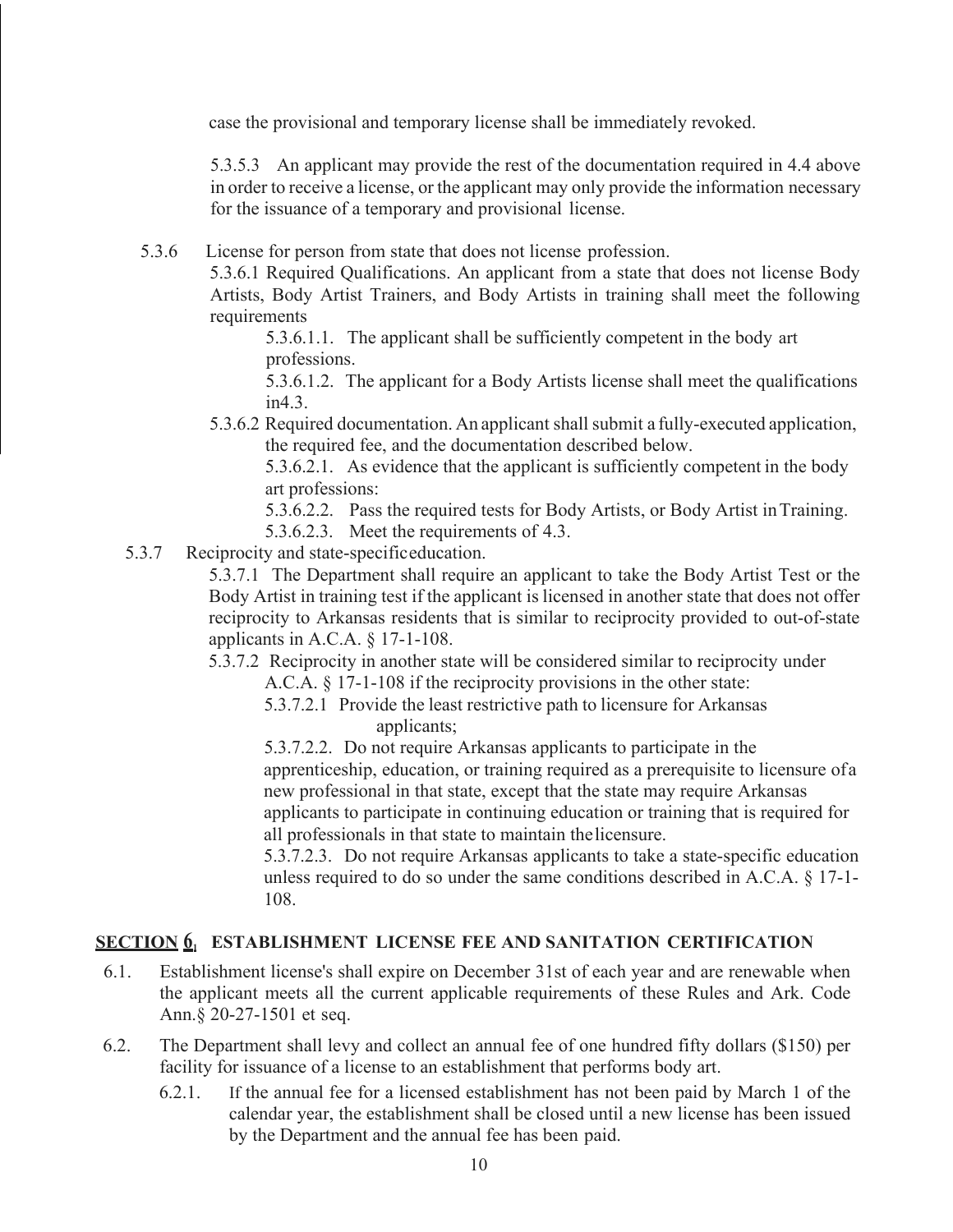case the provisional and temporary license shall be immediately revoked.

5.3.5.3 An applicant may provide the rest of the documentation required in 4.4 above in order to receive a license, or the applicant may only provide the information necessary for the issuance of a temporary and provisional license.

5.3.6 License for person from state that does not license profession.

5.3.6.1 Required Qualifications. An applicant from a state that does not license Body Artists, Body Artist Trainers, and Body Artists in training shall meet the following requirements

5.3.6.1.1. The applicant shall be sufficiently competent in the body art professions.

5.3.6.1.2. The applicant for a Body Artists license shall meet the qualifications in4.3.

5.3.6.2 Required documentation. An applicant shall submit a fully-executed application, the required fee, and the documentation described below.

5.3.6.2.1. As evidence that the applicant is sufficiently competent in the body art professions:

5.3.6.2.2. Pass the required tests for Body Artists, or Body Artist in Training.

5.3.6.2.3. Meet the requirements of 4.3.

5.3.7 Reciprocity and state-specific education.

5.3.7.1 The Department shall require an applicant to take the Body Artist Test or the Body Artist in training test if the applicant is licensed in another state that does not offer reciprocity to Arkansas residents that is similar to reciprocity provided to out-of-state applicants in A.C.A. § 17-1-108.

5.3.7.2 Reciprocity in another state will be considered similar to reciprocity under A.C.A. § 17-1-108 if the reciprocity provisions in the other state:

5.3.7.2.1 Provide the least restrictive path to licensure for Arkansas applicants;

5.3.7.2.2. Do not require Arkansas applicants to participate in the apprenticeship, education, or training required as a prerequisite to licensure of a new professional in that state, except that the state may require Arkansas applicants to participate in continuing education or training that is required for all professionals in that state to maintain the licensure.

5.3.7.2.3. Do not require Arkansas applicants to take a state-specific education unless required to do so under the same conditions described in A.C.A. § 17-1-108.

## SECTION 6. ESTABLISHMENT LICENSE FEE AND SANITATION CERTIFICATION

6.1. Establishment license's shall expire on December 31st of each year and are renewable when the applicant meets all the current applicable requirements of these Rules and Ark. Code Ann.§ 20-27-1501 et seq.

6.2. The Department shall levy and collect an annual fee of one hundred fifty dollars ($150) per facility for issuance of a license to an establishment that performs body art.

6.2.1. If the annual fee for a licensed establishment has not been paid by March 1 of the calendar year, the establishment shall be closed until a new license has been issued by the Department and the annual fee has been paid.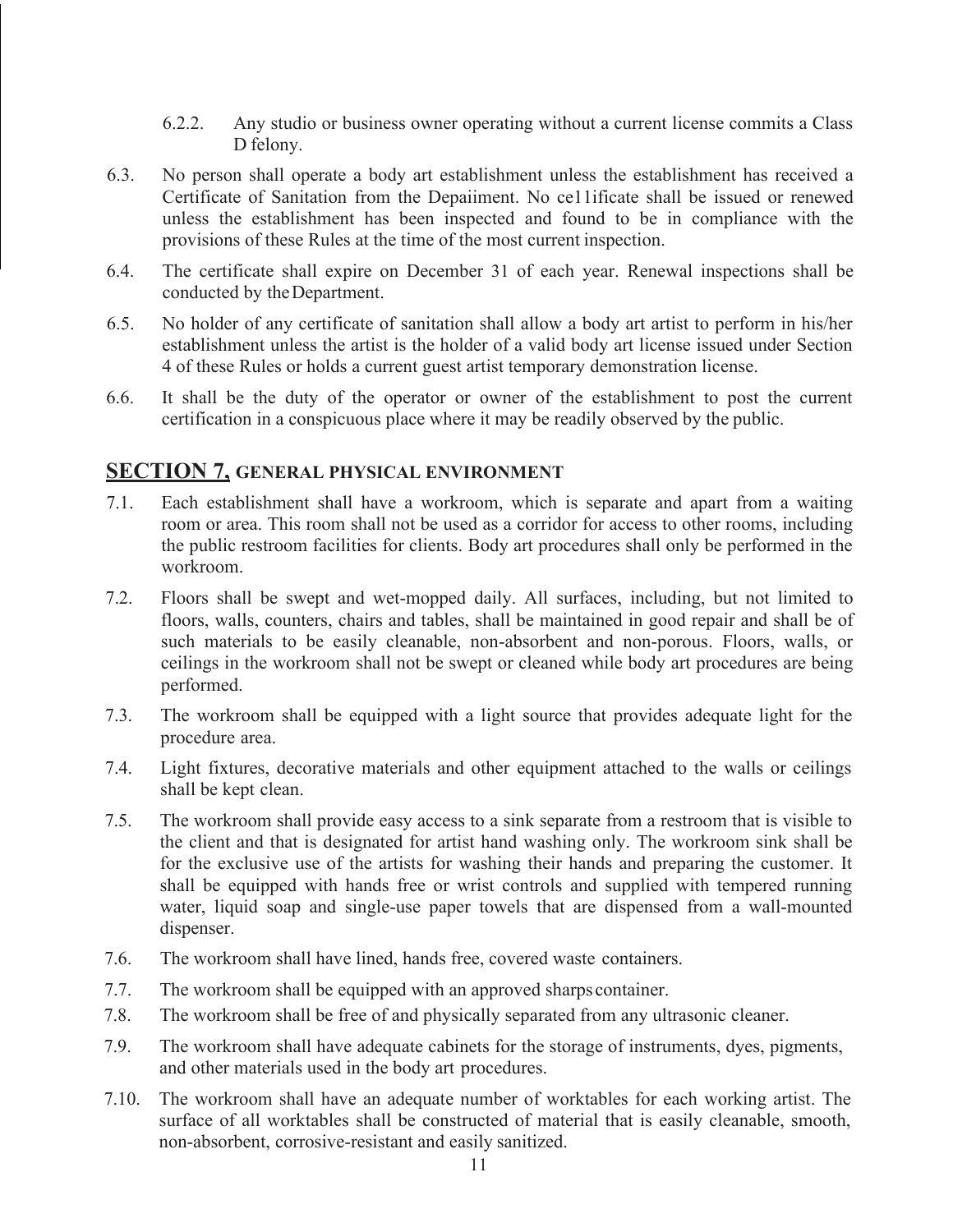6.2.2. Any studio or business owner operating without a current license commits a Class D felony.

6.3. No person shall operate a body art establishment unless the establishment has received a Certificate of Sanitation from the Depaiiment. No ce11ificate shall be issued or renewed unless the establishment has been inspected and found to be in compliance with the provisions of these Rules at the time of the most current inspection.

6.4. The certificate shall expire on December 31 of each year. Renewal inspections shall be conducted by the Department.

6.5. No holder of any certificate of sanitation shall allow a body art artist to perform in his/her establishment unless the artist is the holder of a valid body art license issued under Section 4 of these Rules or holds a current guest artist temporary demonstration license.

6.6. It shall be the duty of the operator or owner of the establishment to post the current certification in a conspicuous place where it may be readily observed by the public.

## SECTION 7, GENERAL PHYSICAL ENVIRONMENT

7.1. Each establishment shall have a workroom, which is separate and apart from a waiting room or area. This room shall not be used as a corridor for access to other rooms, including the public restroom facilities for clients. Body art procedures shall only be performed in the workroom.

7.2. Floors shall be swept and wet-mopped daily. All surfaces, including, but not limited to floors, walls, counters, chairs and tables, shall be maintained in good repair and shall be of such materials to be easily cleanable, non-absorbent and non-porous. Floors, walls, or ceilings in the workroom shall not be swept or cleaned while body art procedures are being performed.

7.3. The workroom shall be equipped with a light source that provides adequate light for the procedure area.

7.4. Light fixtures, decorative materials and other equipment attached to the walls or ceilings shall be kept clean.

7.5. The workroom shall provide easy access to a sink separate from a restroom that is visible to the client and that is designated for artist hand washing only. The workroom sink shall be for the exclusive use of the artists for washing their hands and preparing the customer. It shall be equipped with hands free or wrist controls and supplied with tempered running water, liquid soap and single-use paper towels that are dispensed from a wall-mounted dispenser.

7.6. The workroom shall have lined, hands free, covered waste containers.

7.7. The workroom shall be equipped with an approved sharps container.

7.8. The workroom shall be free of and physically separated from any ultrasonic cleaner.

7.9. The workroom shall have adequate cabinets for the storage of instruments, dyes, pigments, and other materials used in the body art procedures.

7.10. The workroom shall have an adequate number of worktables for each working artist. The surface of all worktables shall be constructed of material that is easily cleanable, smooth, non-absorbent, corrosive-resistant and easily sanitized.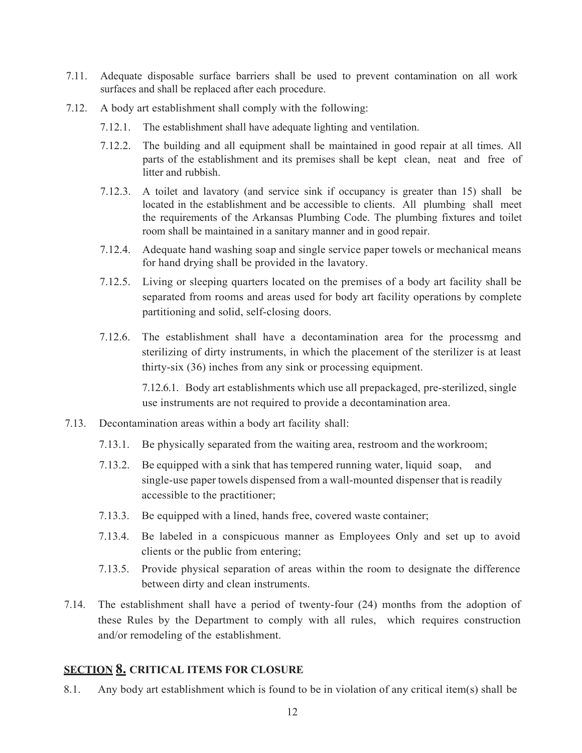7.11. Adequate disposable surface barriers shall be used to prevent contamination on all work surfaces and shall be replaced after each procedure.

7.12. A body art establishment shall comply with the following:

7.12.1. The establishment shall have adequate lighting and ventilation.

7.12.2. The building and all equipment shall be maintained in good repair at all times. All parts of the establishment and its premises shall be kept clean, neat and free of litter and rubbish.

7.12.3. A toilet and lavatory (and service sink if occupancy is greater than 15) shall be located in the establishment and be accessible to clients. All plumbing shall meet the requirements of the Arkansas Plumbing Code. The plumbing fixtures and toilet room shall be maintained in a sanitary manner and in good repair.

7.12.4. Adequate hand washing soap and single service paper towels or mechanical means for hand drying shall be provided in the lavatory.

7.12.5. Living or sleeping quarters located on the premises of a body art facility shall be separated from rooms and areas used for body art facility operations by complete partitioning and solid, self-closing doors.

7.12.6. The establishment shall have a decontamination area for the processmg and sterilizing of dirty instruments, in which the placement of the sterilizer is at least thirty-six (36) inches from any sink or processing equipment.

7.12.6.1. Body art establishments which use all prepackaged, pre-sterilized, single use instruments are not required to provide a decontamination area.

7.13. Decontamination areas within a body art facility shall:

7.13.1. Be physically separated from the waiting area, restroom and the workroom;

7.13.2. Be equipped with a sink that has tempered running water, liquid soap, and single-use paper towels dispensed from a wall-mounted dispenser that is readily accessible to the practitioner;

7.13.3. Be equipped with a lined, hands free, covered waste container;

7.13.4. Be labeled in a conspicuous manner as Employees Only and set up to avoid clients or the public from entering;

7.13.5. Provide physical separation of areas within the room to designate the difference between dirty and clean instruments.

7.14. The establishment shall have a period of twenty-four (24) months from the adoption of these Rules by the Department to comply with all rules, which requires construction and/or remodeling of the establishment.

## SECTION 8. CRITICAL ITEMS FOR CLOSURE

8.1. Any body art establishment which is found to be in violation of any critical item(s) shall be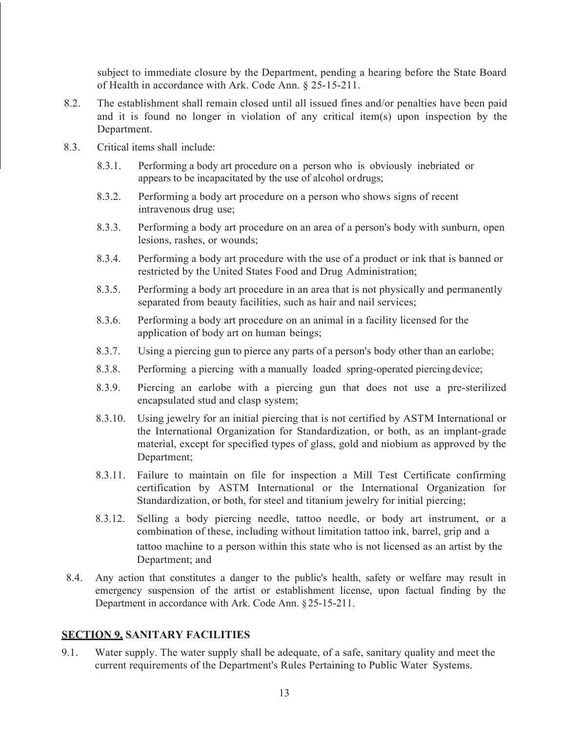subject to immediate closure by the Department, pending a hearing before the State Board of Health in accordance with Ark. Code Ann. § 25-15-211.

8.2. The establishment shall remain closed until all issued fines and/or penalties have been paid and it is found no longer in violation of any critical item(s) upon inspection by the Department.

8.3. Critical items shall include:

8.3.1. Performing a body art procedure on a person who is obviously inebriated or appears to be incapacitated by the use of alcohol or drugs;

8.3.2. Performing a body art procedure on a person who shows signs of recent intravenous drug use;

8.3.3. Performing a body art procedure on an area of a person's body with sunburn, open lesions, rashes, or wounds;

8.3.4. Performing a body art procedure with the use of a product or ink that is banned or restricted by the United States Food and Drug Administration;

8.3.5. Performing a body art procedure in an area that is not physically and permanently separated from beauty facilities, such as hair and nail services;

8.3.6. Performing a body art procedure on an animal in a facility licensed for the application of body art on human beings;

8.3.7. Using a piercing gun to pierce any parts of a person's body other than an earlobe;

8.3.8. Performing a piercing with a manually loaded spring-operated piercing device;

8.3.9. Piercing an earlobe with a piercing gun that does not use a pre-sterilized encapsulated stud and clasp system;

8.3.10. Using jewelry for an initial piercing that is not certified by ASTM International or the International Organization for Standardization, or both, as an implant-grade material, except for specified types of glass, gold and niobium as approved by the Department;

8.3.11. Failure to maintain on file for inspection a Mill Test Certificate confirming certification by ASTM International or the International Organization for Standardization, or both, for steel and titanium jewelry for initial piercing;

8.3.12. Selling a body piercing needle, tattoo needle, or body art instrument, or a combination of these, including without limitation tattoo ink, barrel, grip and a tattoo machine to a person within this state who is not licensed as an artist by the Department; and

8.4. Any action that constitutes a danger to the public's health, safety or welfare may result in emergency suspension of the artist or establishment license, upon factual finding by the Department in accordance with Ark. Code Ann. § 25-15-211.

## SECTION 9. SANITARY FACILITIES

9.1. Water supply. The water supply shall be adequate, of a safe, sanitary quality and meet the current requirements of the Department's Rules Pertaining to Public Water Systems.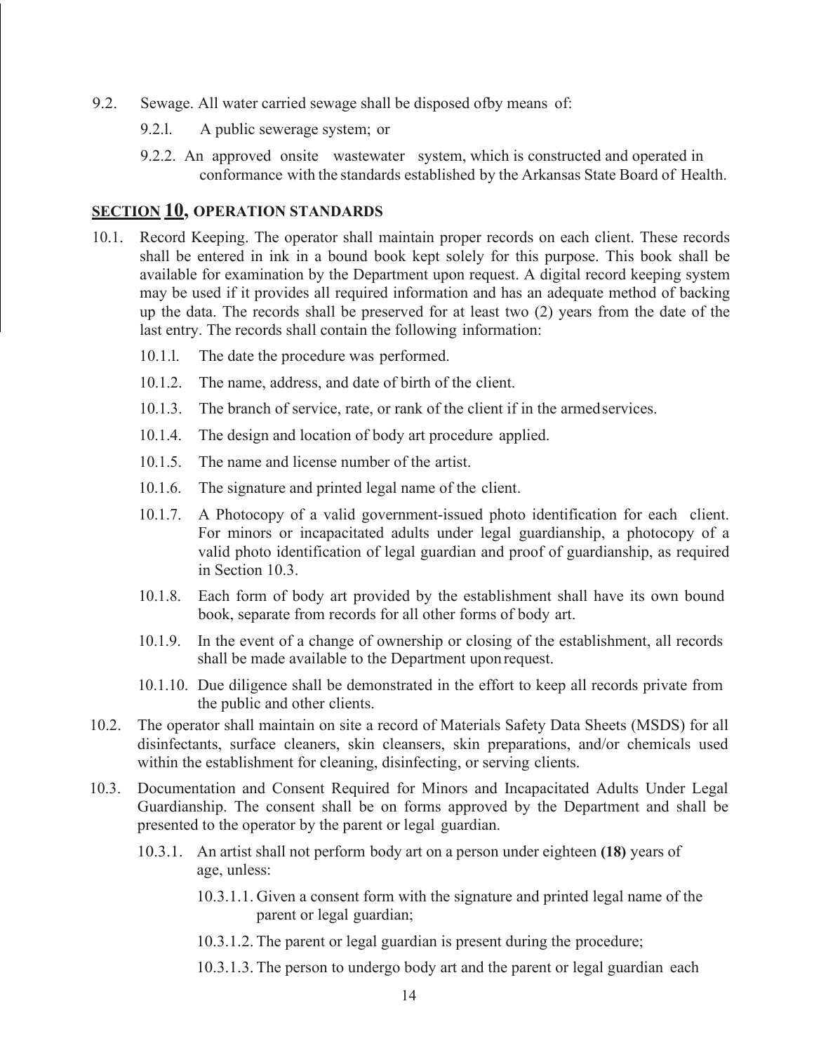9.2. Sewage. All water carried sewage shall be disposed ofby means of:

9.2.l. A public sewerage system; or

9.2.2. An approved onsite wastewater system, which is constructed and operated in conformance with the standards established by the Arkansas State Board of Health.

## SECTION 10, OPERATION STANDARDS

10.1. Record Keeping. The operator shall maintain proper records on each client. These records shall be entered in ink in a bound book kept solely for this purpose. This book shall be available for examination by the Department upon request. A digital record keeping system may be used if it provides all required information and has an adequate method of backing up the data. The records shall be preserved for at least two (2) years from the date of the last entry. The records shall contain the following information:

10.1.l. The date the procedure was performed.

10.1.2. The name, address, and date of birth of the client.

10.1.3. The branch of service, rate, or rank of the client if in the armed services.

10.1.4. The design and location of body art procedure applied.

10.1.5. The name and license number of the artist.

10.1.6. The signature and printed legal name of the client.

10.1.7. A Photocopy of a valid government-issued photo identification for each client. For minors or incapacitated adults under legal guardianship, a photocopy of a valid photo identification of legal guardian and proof of guardianship, as required in Section 10.3.

10.1.8. Each form of body art provided by the establishment shall have its own bound book, separate from records for all other forms of body art.

10.1.9. In the event of a change of ownership or closing of the establishment, all records shall be made available to the Department upon request.

10.1.10. Due diligence shall be demonstrated in the effort to keep all records private from the public and other clients.

10.2. The operator shall maintain on site a record of Materials Safety Data Sheets (MSDS) for all disinfectants, surface cleaners, skin cleansers, skin preparations, and/or chemicals used within the establishment for cleaning, disinfecting, or serving clients.

10.3. Documentation and Consent Required for Minors and Incapacitated Adults Under Legal Guardianship. The consent shall be on forms approved by the Department and shall be presented to the operator by the parent or legal guardian.

10.3.1. An artist shall not perform body art on a person under eighteen **(18)** years of age, unless:

10.3.1.1. Given a consent form with the signature and printed legal name of the parent or legal guardian;

10.3.1.2. The parent or legal guardian is present during the procedure;

10.3.1.3. The person to undergo body art and the parent or legal guardian each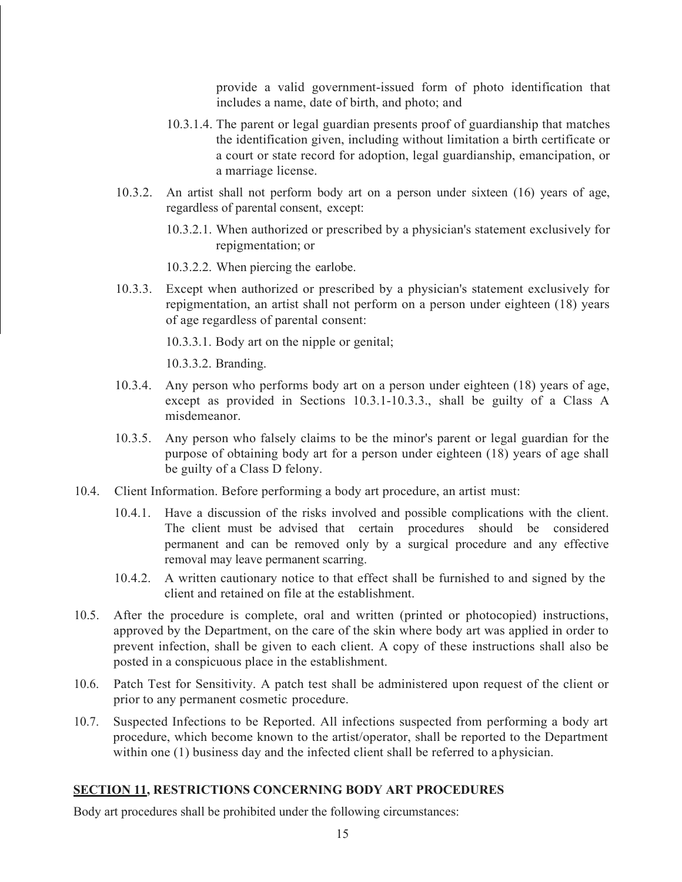provide a valid government-issued form of photo identification that includes a name, date of birth, and photo; and

10.3.1.4. The parent or legal guardian presents proof of guardianship that matches the identification given, including without limitation a birth certificate or a court or state record for adoption, legal guardianship, emancipation, or a marriage license.

10.3.2. An artist shall not perform body art on a person under sixteen (16) years of age, regardless of parental consent, except:

10.3.2.1. When authorized or prescribed by a physician's statement exclusively for repigmentation; or

10.3.2.2. When piercing the earlobe.

10.3.3. Except when authorized or prescribed by a physician's statement exclusively for repigmentation, an artist shall not perform on a person under eighteen (18) years of age regardless of parental consent:

10.3.3.1. Body art on the nipple or genital;

10.3.3.2. Branding.

10.3.4. Any person who performs body art on a person under eighteen (18) years of age, except as provided in Sections 10.3.1-10.3.3., shall be guilty of a Class A misdemeanor.

10.3.5. Any person who falsely claims to be the minor's parent or legal guardian for the purpose of obtaining body art for a person under eighteen (18) years of age shall be guilty of a Class D felony.

10.4. Client Information. Before performing a body art procedure, an artist must:

10.4.1. Have a discussion of the risks involved and possible complications with the client. The client must be advised that certain procedures should be considered permanent and can be removed only by a surgical procedure and any effective removal may leave permanent scarring.

10.4.2. A written cautionary notice to that effect shall be furnished to and signed by the client and retained on file at the establishment.

10.5. After the procedure is complete, oral and written (printed or photocopied) instructions, approved by the Department, on the care of the skin where body art was applied in order to prevent infection, shall be given to each client. A copy of these instructions shall also be posted in a conspicuous place in the establishment.

10.6. Patch Test for Sensitivity. A patch test shall be administered upon request of the client or prior to any permanent cosmetic procedure.

10.7. Suspected Infections to be Reported. All infections suspected from performing a body art procedure, which become known to the artist/operator, shall be reported to the Department within one (1) business day and the infected client shall be referred to a physician.

## **SECTION 11, RESTRICTIONS CONCERNING BODY ART PROCEDURES**

Body art procedures shall be prohibited under the following circumstances: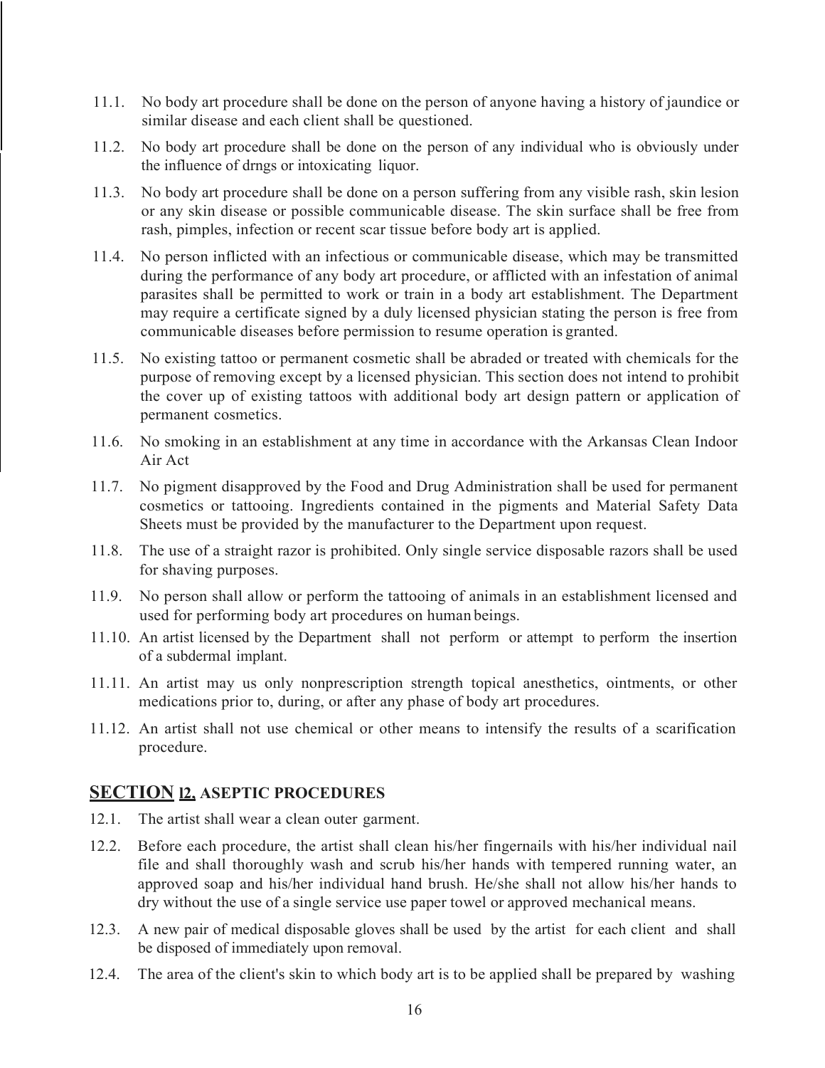11.1. No body art procedure shall be done on the person of anyone having a history of jaundice or similar disease and each client shall be questioned.

11.2. No body art procedure shall be done on the person of any individual who is obviously under the influence of drngs or intoxicating liquor.

11.3. No body art procedure shall be done on a person suffering from any visible rash, skin lesion or any skin disease or possible communicable disease. The skin surface shall be free from rash, pimples, infection or recent scar tissue before body art is applied.

11.4. No person inflicted with an infectious or communicable disease, which may be transmitted during the performance of any body art procedure, or afflicted with an infestation of animal parasites shall be permitted to work or train in a body art establishment. The Department may require a certificate signed by a duly licensed physician stating the person is free from communicable diseases before permission to resume operation is granted.

11.5. No existing tattoo or permanent cosmetic shall be abraded or treated with chemicals for the purpose of removing except by a licensed physician. This section does not intend to prohibit the cover up of existing tattoos with additional body art design pattern or application of permanent cosmetics.

11.6. No smoking in an establishment at any time in accordance with the Arkansas Clean Indoor Air Act

11.7. No pigment disapproved by the Food and Drug Administration shall be used for permanent cosmetics or tattooing. Ingredients contained in the pigments and Material Safety Data Sheets must be provided by the manufacturer to the Department upon request.

11.8. The use of a straight razor is prohibited. Only single service disposable razors shall be used for shaving purposes.

11.9. No person shall allow or perform the tattooing of animals in an establishment licensed and used for performing body art procedures on human beings.

11.10. An artist licensed by the Department shall not perform or attempt to perform the insertion of a subdermal implant.

11.11. An artist may us only nonprescription strength topical anesthetics, ointments, or other medications prior to, during, or after any phase of body art procedures.

11.12. An artist shall not use chemical or other means to intensify the results of a scarification procedure.

## SECTION 12. ASEPTIC PROCEDURES

12.1. The artist shall wear a clean outer garment.

12.2. Before each procedure, the artist shall clean his/her fingernails with his/her individual nail file and shall thoroughly wash and scrub his/her hands with tempered running water, an approved soap and his/her individual hand brush. He/she shall not allow his/her hands to dry without the use of a single service use paper towel or approved mechanical means.

12.3. A new pair of medical disposable gloves shall be used by the artist for each client and shall be disposed of immediately upon removal.

12.4. The area of the client's skin to which body art is to be applied shall be prepared by washing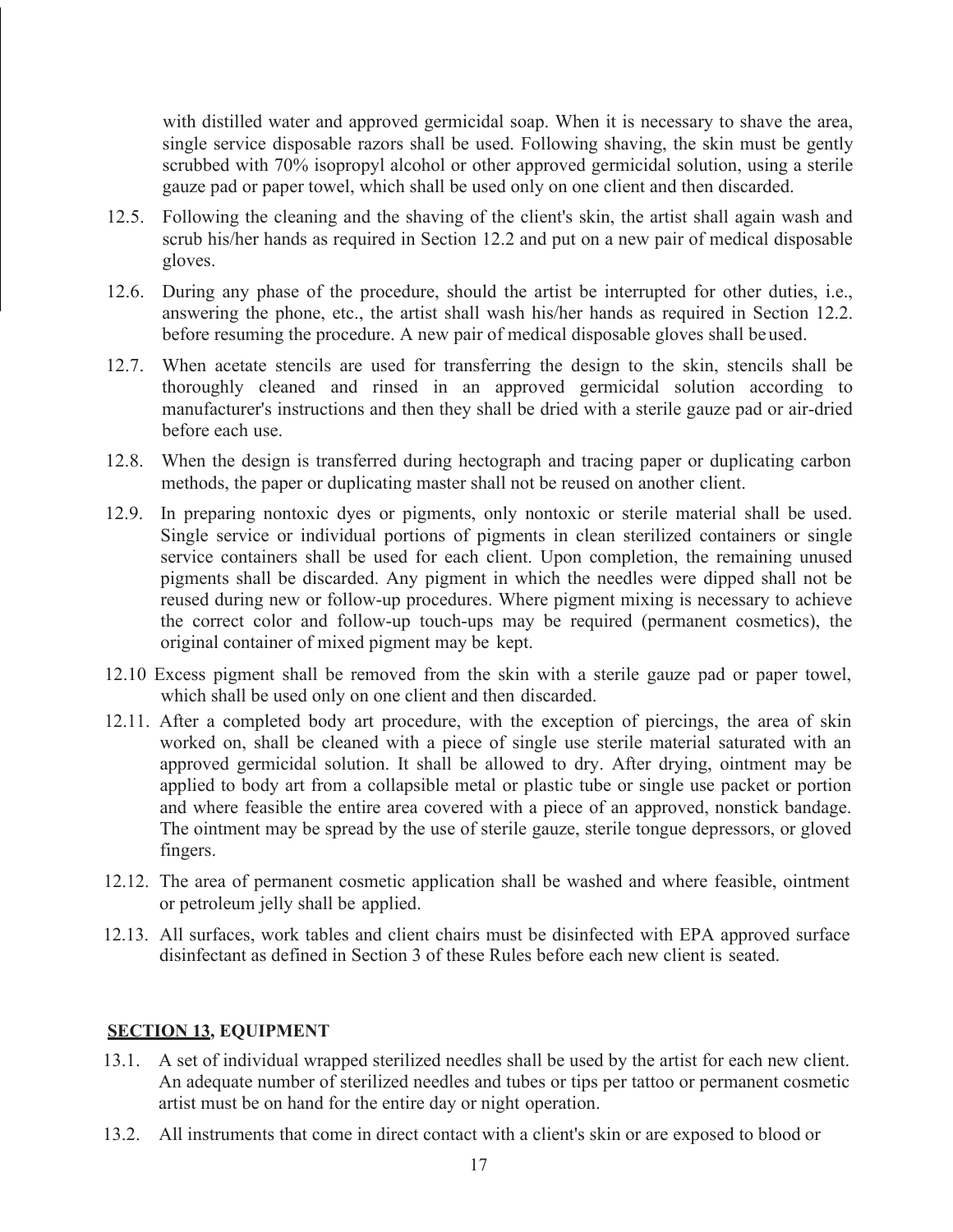with distilled water and approved germicidal soap. When it is necessary to shave the area, single service disposable razors shall be used. Following shaving, the skin must be gently scrubbed with 70% isopropyl alcohol or other approved germicidal solution, using a sterile gauze pad or paper towel, which shall be used only on one client and then discarded.

12.5. Following the cleaning and the shaving of the client's skin, the artist shall again wash and scrub his/her hands as required in Section 12.2 and put on a new pair of medical disposable gloves.

12.6. During any phase of the procedure, should the artist be interrupted for other duties, i.e., answering the phone, etc., the artist shall wash his/her hands as required in Section 12.2. before resuming the procedure. A new pair of medical disposable gloves shall be used.

12.7. When acetate stencils are used for transferring the design to the skin, stencils shall be thoroughly cleaned and rinsed in an approved germicidal solution according to manufacturer's instructions and then they shall be dried with a sterile gauze pad or air-dried before each use.

12.8. When the design is transferred during hectograph and tracing paper or duplicating carbon methods, the paper or duplicating master shall not be reused on another client.

12.9. In preparing nontoxic dyes or pigments, only nontoxic or sterile material shall be used. Single service or individual portions of pigments in clean sterilized containers or single service containers shall be used for each client. Upon completion, the remaining unused pigments shall be discarded. Any pigment in which the needles were dipped shall not be reused during new or follow-up procedures. Where pigment mixing is necessary to achieve the correct color and follow-up touch-ups may be required (permanent cosmetics), the original container of mixed pigment may be kept.

12.10 Excess pigment shall be removed from the skin with a sterile gauze pad or paper towel, which shall be used only on one client and then discarded.

12.11. After a completed body art procedure, with the exception of piercings, the area of skin worked on, shall be cleaned with a piece of single use sterile material saturated with an approved germicidal solution. It shall be allowed to dry. After drying, ointment may be applied to body art from a collapsible metal or plastic tube or single use packet or portion and where feasible the entire area covered with a piece of an approved, nonstick bandage. The ointment may be spread by the use of sterile gauze, sterile tongue depressors, or gloved fingers.

12.12. The area of permanent cosmetic application shall be washed and where feasible, ointment or petroleum jelly shall be applied.

12.13. All surfaces, work tables and client chairs must be disinfected with EPA approved surface disinfectant as defined in Section 3 of these Rules before each new client is seated.

## <u>SECTION 13</u>, EQUIPMENT

13.1. A set of individual wrapped sterilized needles shall be used by the artist for each new client. An adequate number of sterilized needles and tubes or tips per tattoo or permanent cosmetic artist must be on hand for the entire day or night operation.

13.2. All instruments that come in direct contact with a client's skin or are exposed to blood or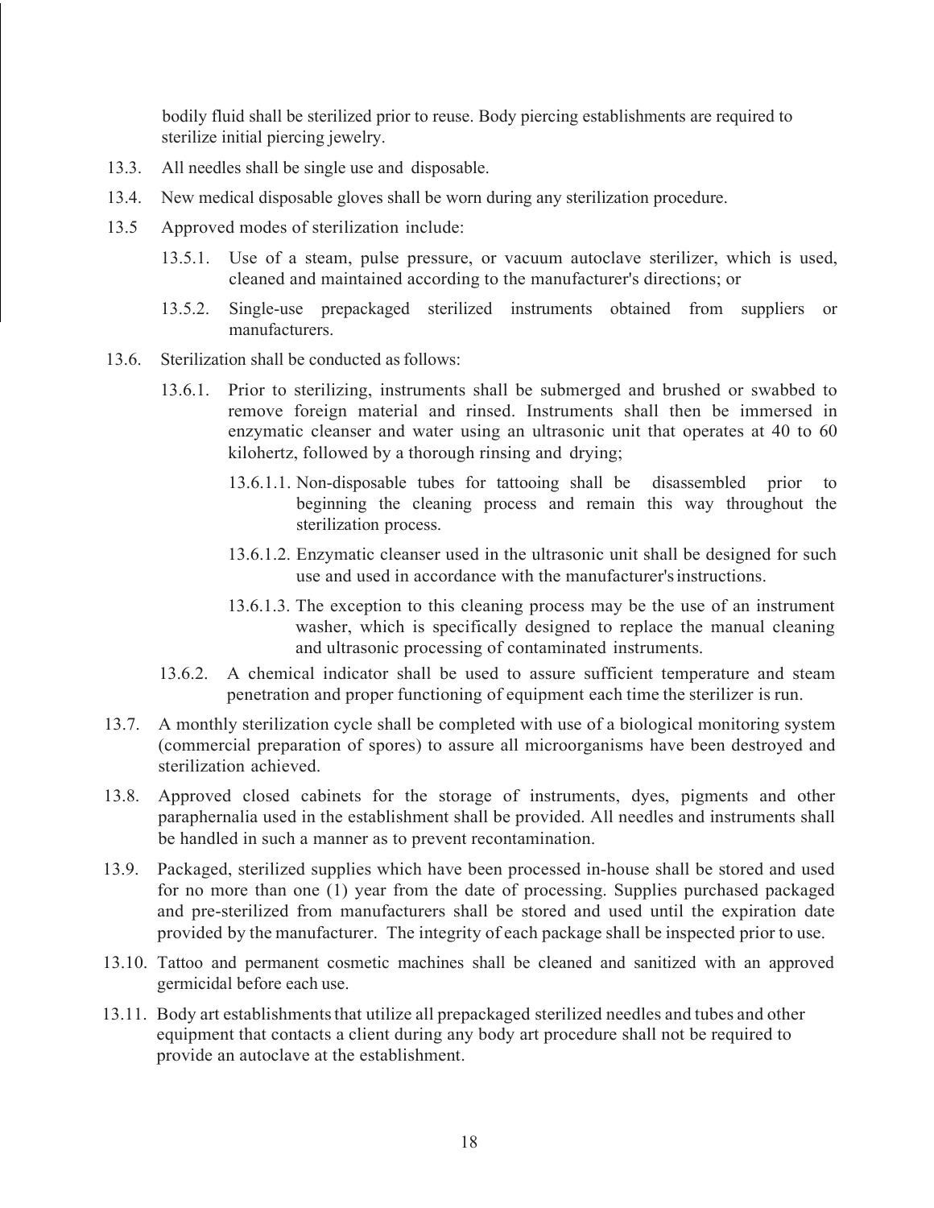bodily fluid shall be sterilized prior to reuse. Body piercing establishments are required to sterilize initial piercing jewelry.

13.3. All needles shall be single use and disposable.

13.4. New medical disposable gloves shall be worn during any sterilization procedure.

13.5 Approved modes of sterilization include:

- 13.5.1. Use of a steam, pulse pressure, or vacuum autoclave sterilizer, which is used, cleaned and maintained according to the manufacturer's directions; or
- 13.5.2. Single-use prepackaged sterilized instruments obtained from suppliers or manufacturers.

13.6. Sterilization shall be conducted as follows:

- 13.6.1. Prior to sterilizing, instruments shall be submerged and brushed or swabbed to remove foreign material and rinsed. Instruments shall then be immersed in enzymatic cleanser and water using an ultrasonic unit that operates at 40 to 60 kilohertz, followed by a thorough rinsing and drying;
  - 13.6.1.1. Non-disposable tubes for tattooing shall be disassembled prior to beginning the cleaning process and remain this way throughout the sterilization process.
  - 13.6.1.2. Enzymatic cleanser used in the ultrasonic unit shall be designed for such use and used in accordance with the manufacturer's instructions.
  - 13.6.1.3. The exception to this cleaning process may be the use of an instrument washer, which is specifically designed to replace the manual cleaning and ultrasonic processing of contaminated instruments.
- 13.6.2. A chemical indicator shall be used to assure sufficient temperature and steam penetration and proper functioning of equipment each time the sterilizer is run.

13.7. A monthly sterilization cycle shall be completed with use of a biological monitoring system (commercial preparation of spores) to assure all microorganisms have been destroyed and sterilization achieved.

13.8. Approved closed cabinets for the storage of instruments, dyes, pigments and other paraphernalia used in the establishment shall be provided. All needles and instruments shall be handled in such a manner as to prevent recontamination.

13.9. Packaged, sterilized supplies which have been processed in-house shall be stored and used for no more than one (1) year from the date of processing. Supplies purchased packaged and pre-sterilized from manufacturers shall be stored and used until the expiration date provided by the manufacturer. The integrity of each package shall be inspected prior to use.

13.10. Tattoo and permanent cosmetic machines shall be cleaned and sanitized with an approved germicidal before each use.

13.11. Body art establishments that utilize all prepackaged sterilized needles and tubes and other equipment that contacts a client during any body art procedure shall not be required to provide an autoclave at the establishment.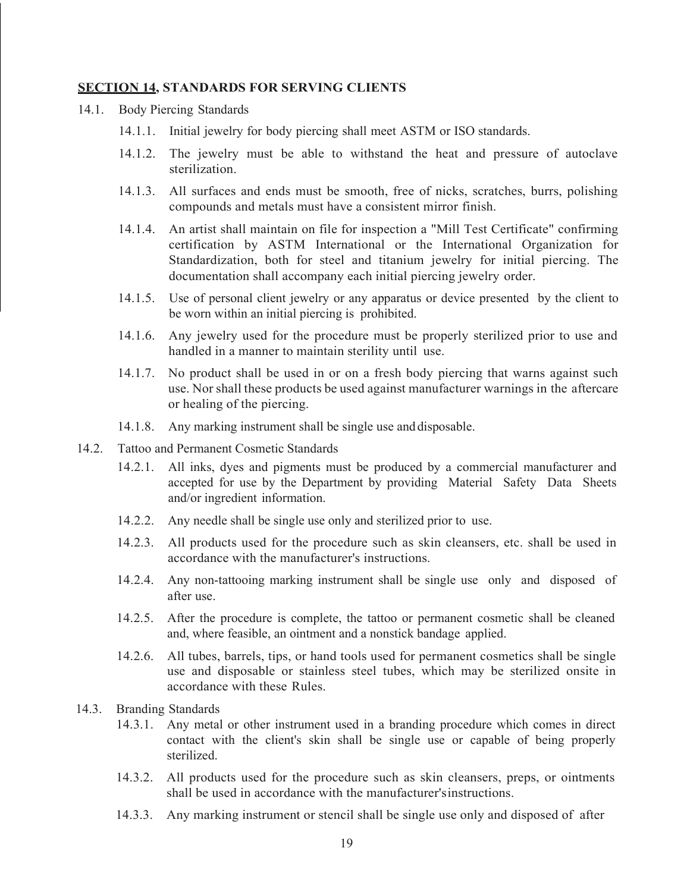## **SECTION 14, STANDARDS FOR SERVING CLIENTS**

14.1. Body Piercing Standards

- 14.1.1. Initial jewelry for body piercing shall meet ASTM or ISO standards.
- 14.1.2. The jewelry must be able to withstand the heat and pressure of autoclave sterilization.
- 14.1.3. All surfaces and ends must be smooth, free of nicks, scratches, burrs, polishing compounds and metals must have a consistent mirror finish.
- 14.1.4. An artist shall maintain on file for inspection a "Mill Test Certificate" confirming certification by ASTM International or the International Organization for Standardization, both for steel and titanium jewelry for initial piercing. The documentation shall accompany each initial piercing jewelry order.
- 14.1.5. Use of personal client jewelry or any apparatus or device presented by the client to be worn within an initial piercing is prohibited.
- 14.1.6. Any jewelry used for the procedure must be properly sterilized prior to use and handled in a manner to maintain sterility until use.
- 14.1.7. No product shall be used in or on a fresh body piercing that warns against such use. Nor shall these products be used against manufacturer warnings in the aftercare or healing of the piercing.
- 14.1.8. Any marking instrument shall be single use and disposable.

14.2. Tattoo and Permanent Cosmetic Standards

- 14.2.1. All inks, dyes and pigments must be produced by a commercial manufacturer and accepted for use by the Department by providing Material Safety Data Sheets and/or ingredient information.
- 14.2.2. Any needle shall be single use only and sterilized prior to use.
- 14.2.3. All products used for the procedure such as skin cleansers, etc. shall be used in accordance with the manufacturer's instructions.
- 14.2.4. Any non-tattooing marking instrument shall be single use only and disposed of after use.
- 14.2.5. After the procedure is complete, the tattoo or permanent cosmetic shall be cleaned and, where feasible, an ointment and a nonstick bandage applied.
- 14.2.6. All tubes, barrels, tips, or hand tools used for permanent cosmetics shall be single use and disposable or stainless steel tubes, which may be sterilized onsite in accordance with these Rules.

14.3. Branding Standards

- 14.3.1. Any metal or other instrument used in a branding procedure which comes in direct contact with the client's skin shall be single use or capable of being properly sterilized.
- 14.3.2. All products used for the procedure such as skin cleansers, preps, or ointments shall be used in accordance with the manufacturer's instructions.
- 14.3.3. Any marking instrument or stencil shall be single use only and disposed of after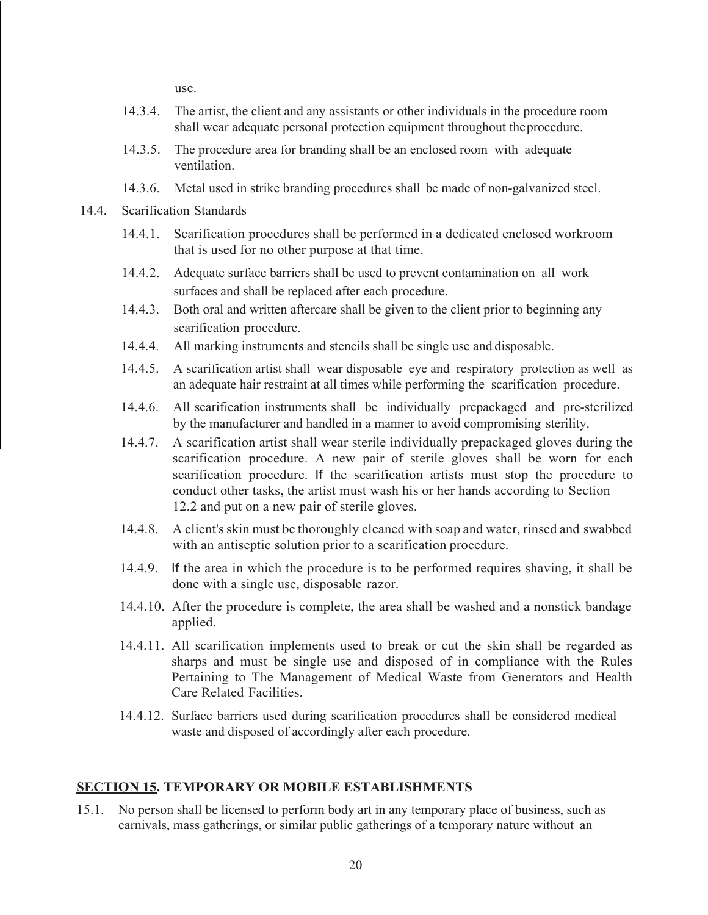use.

14.3.4. The artist, the client and any assistants or other individuals in the procedure room shall wear adequate personal protection equipment throughout the procedure.

14.3.5. The procedure area for branding shall be an enclosed room with adequate ventilation.

14.3.6. Metal used in strike branding procedures shall be made of non-galvanized steel.

14.4. Scarification Standards

14.4.1. Scarification procedures shall be performed in a dedicated enclosed workroom that is used for no other purpose at that time.

14.4.2. Adequate surface barriers shall be used to prevent contamination on all work surfaces and shall be replaced after each procedure.

14.4.3. Both oral and written aftercare shall be given to the client prior to beginning any scarification procedure.

14.4.4. All marking instruments and stencils shall be single use and disposable.

14.4.5. A scarification artist shall wear disposable eye and respiratory protection as well as an adequate hair restraint at all times while performing the scarification procedure.

14.4.6. All scarification instruments shall be individually prepackaged and pre-sterilized by the manufacturer and handled in a manner to avoid compromising sterility.

14.4.7. A scarification artist shall wear sterile individually prepackaged gloves during the scarification procedure. A new pair of sterile gloves shall be worn for each scarification procedure. If the scarification artists must stop the procedure to conduct other tasks, the artist must wash his or her hands according to Section 12.2 and put on a new pair of sterile gloves.

14.4.8. A client's skin must be thoroughly cleaned with soap and water, rinsed and swabbed with an antiseptic solution prior to a scarification procedure.

14.4.9. If the area in which the procedure is to be performed requires shaving, it shall be done with a single use, disposable razor.

14.4.10. After the procedure is complete, the area shall be washed and a nonstick bandage applied.

14.4.11. All scarification implements used to break or cut the skin shall be regarded as sharps and must be single use and disposed of in compliance with the Rules Pertaining to The Management of Medical Waste from Generators and Health Care Related Facilities.

14.4.12. Surface barriers used during scarification procedures shall be considered medical waste and disposed of accordingly after each procedure.

## SECTION 15. TEMPORARY OR MOBILE ESTABLISHMENTS

15.1. No person shall be licensed to perform body art in any temporary place of business, such as carnivals, mass gatherings, or similar public gatherings of a temporary nature without an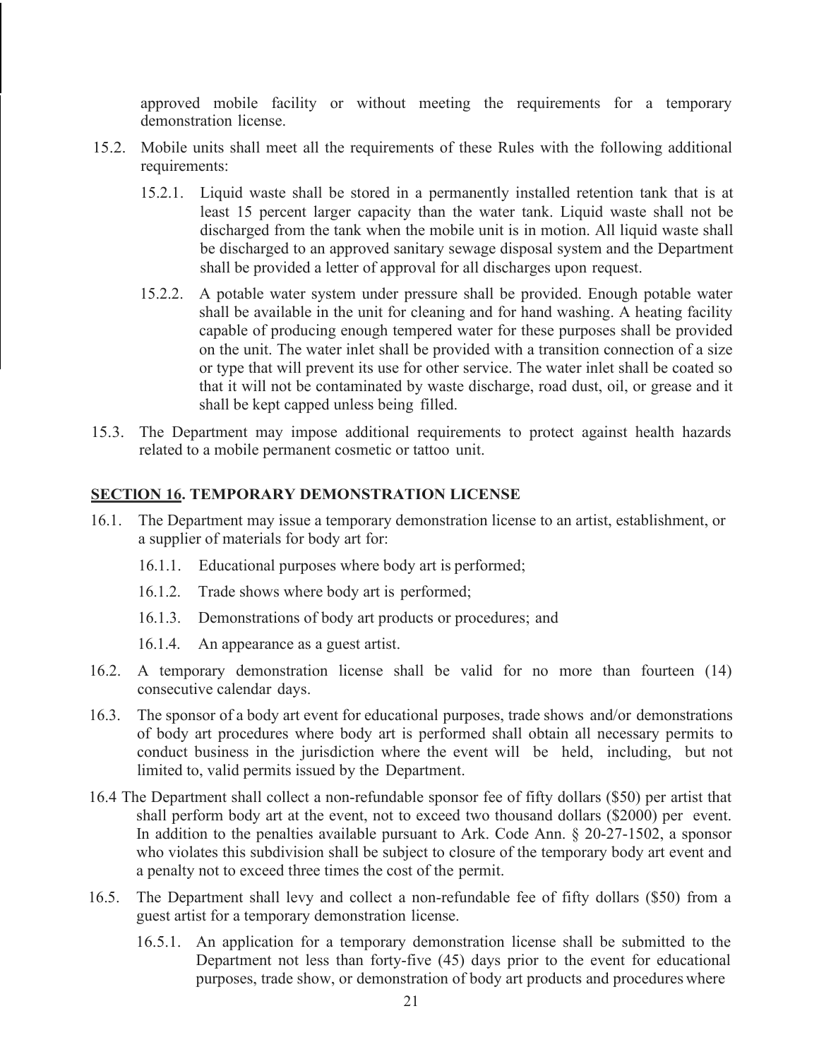approved mobile facility or without meeting the requirements for a temporary demonstration license.

15.2. Mobile units shall meet all the requirements of these Rules with the following additional requirements:

15.2.1. Liquid waste shall be stored in a permanently installed retention tank that is at least 15 percent larger capacity than the water tank. Liquid waste shall not be discharged from the tank when the mobile unit is in motion. All liquid waste shall be discharged to an approved sanitary sewage disposal system and the Department shall be provided a letter of approval for all discharges upon request.

15.2.2. A potable water system under pressure shall be provided. Enough potable water shall be available in the unit for cleaning and for hand washing. A heating facility capable of producing enough tempered water for these purposes shall be provided on the unit. The water inlet shall be provided with a transition connection of a size or type that will prevent its use for other service. The water inlet shall be coated so that it will not be contaminated by waste discharge, road dust, oil, or grease and it shall be kept capped unless being filled.

15.3. The Department may impose additional requirements to protect against health hazards related to a mobile permanent cosmetic or tattoo unit.

## **<u>SECTION 16</u>. TEMPORARY DEMONSTRATION LICENSE**

16.1. The Department may issue a temporary demonstration license to an artist, establishment, or a supplier of materials for body art for:

16.1.1. Educational purposes where body art is performed;

16.1.2. Trade shows where body art is performed;

16.1.3. Demonstrations of body art products or procedures; and

16.1.4. An appearance as a guest artist.

16.2. A temporary demonstration license shall be valid for no more than fourteen (14) consecutive calendar days.

16.3. The sponsor of a body art event for educational purposes, trade shows and/or demonstrations of body art procedures where body art is performed shall obtain all necessary permits to conduct business in the jurisdiction where the event will be held, including, but not limited to, valid permits issued by the Department.

16.4 The Department shall collect a non-refundable sponsor fee of fifty dollars ($50) per artist that shall perform body art at the event, not to exceed two thousand dollars ($2000) per event. In addition to the penalties available pursuant to Ark. Code Ann. § 20-27-1502, a sponsor who violates this subdivision shall be subject to closure of the temporary body art event and a penalty not to exceed three times the cost of the permit.

16.5. The Department shall levy and collect a non-refundable fee of fifty dollars ($50) from a guest artist for a temporary demonstration license.

16.5.1. An application for a temporary demonstration license shall be submitted to the Department not less than forty-five (45) days prior to the event for educational purposes, trade show, or demonstration of body art products and procedures where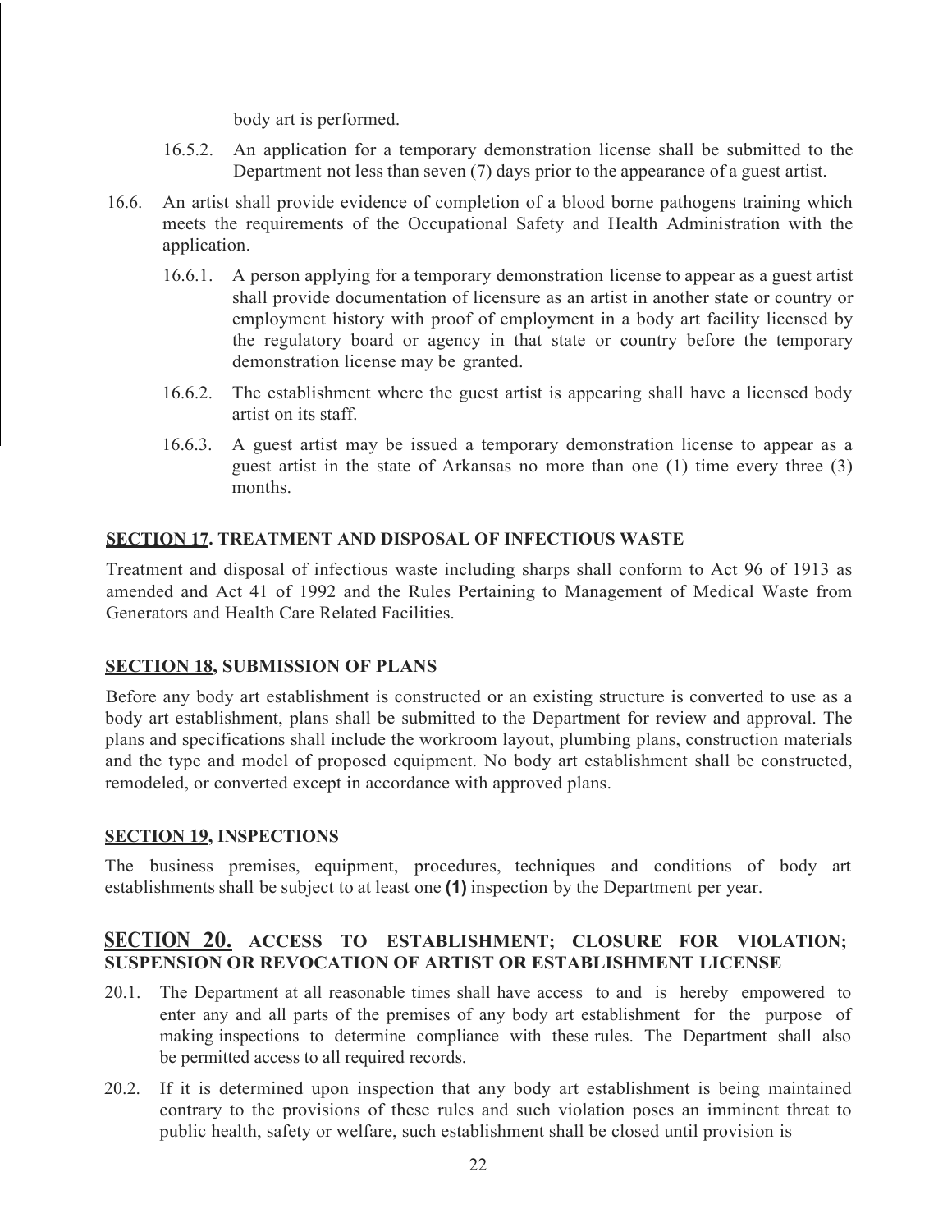body art is performed.

16.5.2. An application for a temporary demonstration license shall be submitted to the Department not less than seven (7) days prior to the appearance of a guest artist.

16.6. An artist shall provide evidence of completion of a blood borne pathogens training which meets the requirements of the Occupational Safety and Health Administration with the application.

16.6.1. A person applying for a temporary demonstration license to appear as a guest artist shall provide documentation of licensure as an artist in another state or country or employment history with proof of employment in a body art facility licensed by the regulatory board or agency in that state or country before the temporary demonstration license may be granted.

16.6.2. The establishment where the guest artist is appearing shall have a licensed body artist on its staff.

16.6.3. A guest artist may be issued a temporary demonstration license to appear as a guest artist in the state of Arkansas no more than one (1) time every three (3) months.

## **SECTION 17. TREATMENT AND DISPOSAL OF INFECTIOUS WASTE**

Treatment and disposal of infectious waste including sharps shall conform to Act 96 of 1913 as amended and Act 41 of 1992 and the Rules Pertaining to Management of Medical Waste from Generators and Health Care Related Facilities.

## **SECTION 18, SUBMISSION OF PLANS**

Before any body art establishment is constructed or an existing structure is converted to use as a body art establishment, plans shall be submitted to the Department for review and approval. The plans and specifications shall include the workroom layout, plumbing plans, construction materials and the type and model of proposed equipment. No body art establishment shall be constructed, remodeled, or converted except in accordance with approved plans.

## **SECTION 19, INSPECTIONS**

The business premises, equipment, procedures, techniques and conditions of body art establishments shall be subject to at least one **(1)** inspection by the Department per year.

## **SECTION 20. ACCESS TO ESTABLISHMENT; CLOSURE FOR VIOLATION; SUSPENSION OR REVOCATION OF ARTIST OR ESTABLISHMENT LICENSE**

20.1. The Department at all reasonable times shall have access to and is hereby empowered to enter any and all parts of the premises of any body art establishment for the purpose of making inspections to determine compliance with these rules. The Department shall also be permitted access to all required records.

20.2. If it is determined upon inspection that any body art establishment is being maintained contrary to the provisions of these rules and such violation poses an imminent threat to public health, safety or welfare, such establishment shall be closed until provision is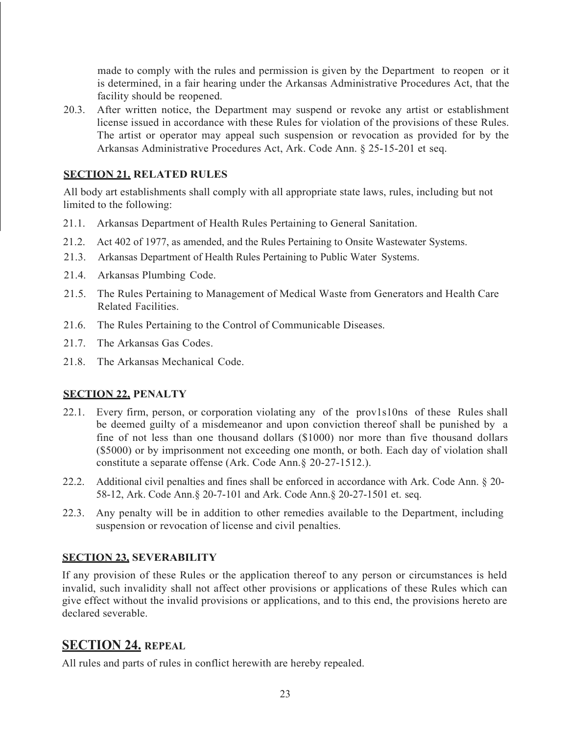made to comply with the rules and permission is given by the Department to reopen or it is determined, in a fair hearing under the Arkansas Administrative Procedures Act, that the facility should be reopened.

20.3. After written notice, the Department may suspend or revoke any artist or establishment license issued in accordance with these Rules for violation of the provisions of these Rules. The artist or operator may appeal such suspension or revocation as provided for by the Arkansas Administrative Procedures Act, Ark. Code Ann. § 25-15-201 et seq.

### **SECTION 21.** RELATED RULES

All body art establishments shall comply with all appropriate state laws, rules, including but not limited to the following:

21.1. Arkansas Department of Health Rules Pertaining to General Sanitation.

21.2. Act 402 of 1977, as amended, and the Rules Pertaining to Onsite Wastewater Systems.

21.3. Arkansas Department of Health Rules Pertaining to Public Water Systems.

21.4. Arkansas Plumbing Code.

21.5. The Rules Pertaining to Management of Medical Waste from Generators and Health Care Related Facilities.

21.6. The Rules Pertaining to the Control of Communicable Diseases.

21.7. The Arkansas Gas Codes.

21.8. The Arkansas Mechanical Code.

### **SECTION 22.** PENALTY

22.1. Every firm, person, or corporation violating any of the prov1s10ns of these Rules shall be deemed guilty of a misdemeanor and upon conviction thereof shall be punished by a fine of not less than one thousand dollars ($1000) nor more than five thousand dollars ($5000) or by imprisonment not exceeding one month, or both. Each day of violation shall constitute a separate offense (Ark. Code Ann.§ 20-27-1512.).

22.2. Additional civil penalties and fines shall be enforced in accordance with Ark. Code Ann. § 20-58-12, Ark. Code Ann.§ 20-7-101 and Ark. Code Ann.§ 20-27-1501 et. seq.

22.3. Any penalty will be in addition to other remedies available to the Department, including suspension or revocation of license and civil penalties.

### **SECTION 23.** SEVERABILITY

If any provision of these Rules or the application thereof to any person or circumstances is held invalid, such invalidity shall not affect other provisions or applications of these Rules which can give effect without the invalid provisions or applications, and to this end, the provisions hereto are declared severable.

## **SECTION 24.** REPEAL

All rules and parts of rules in conflict herewith are hereby repealed.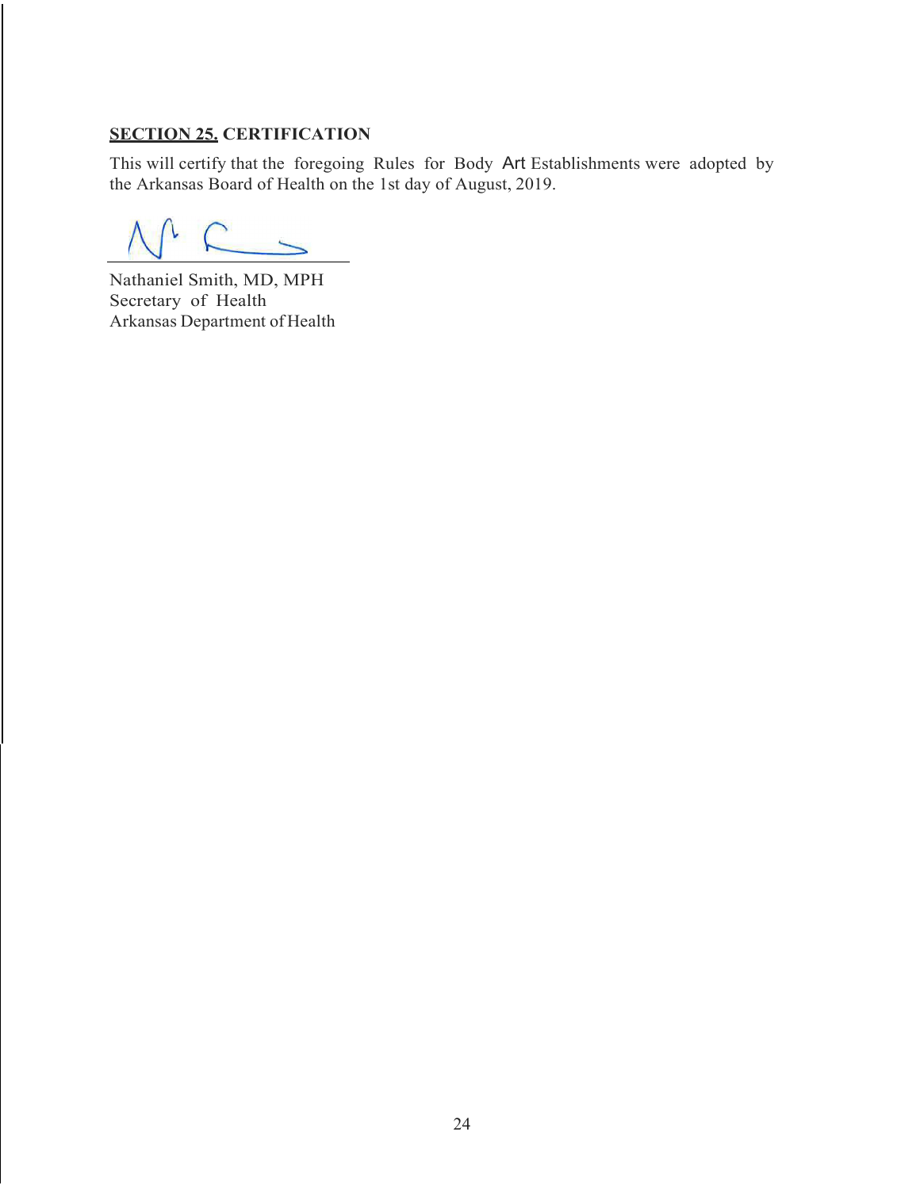**<u>SECTION 25.</u> CERTIFICATION**

This will certify that the foregoing Rules for Body Art Establishments were adopted by the Arkansas Board of Health on the 1st day of August, 2019.

______________________________

Nathaniel Smith, MD, MPH
Secretary of Health
Arkansas Department of Health